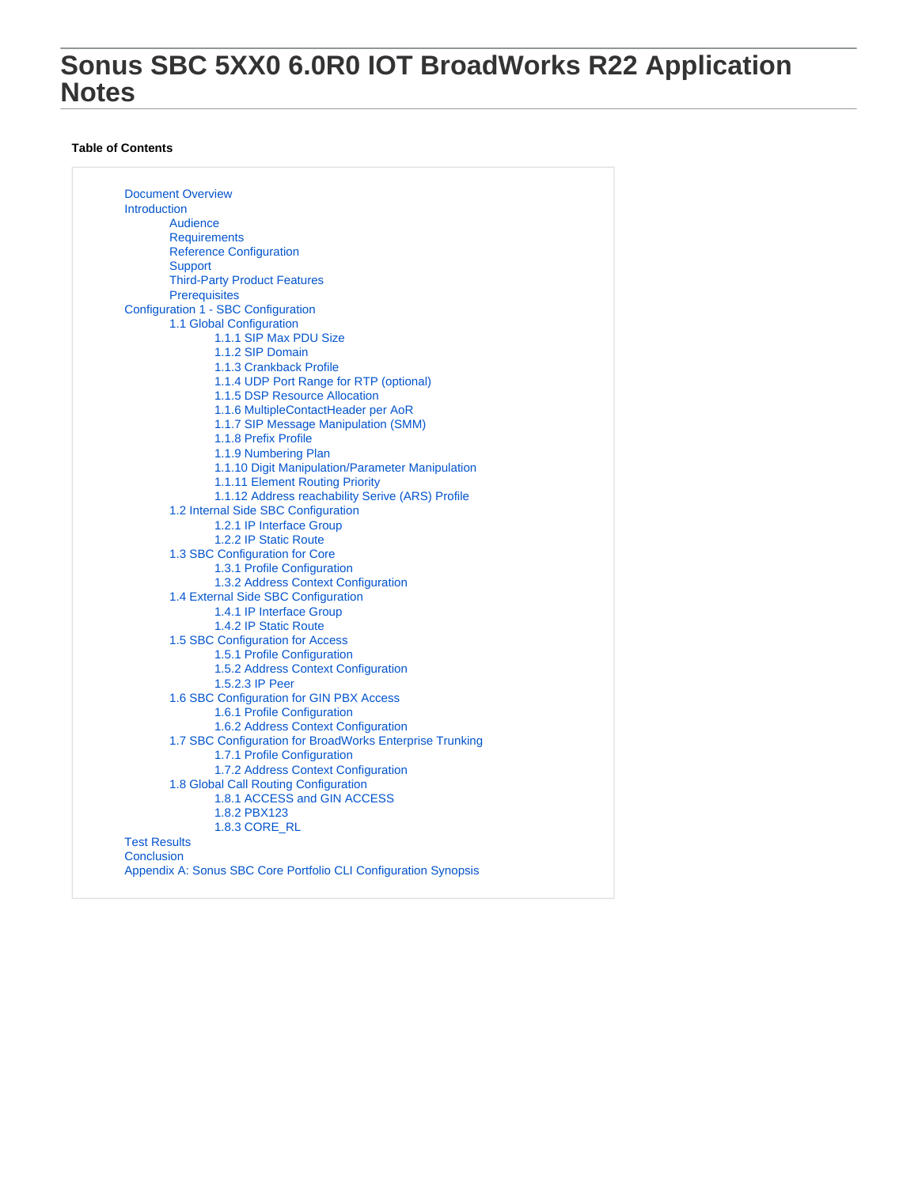# Sonus SBC 5XX0 6.0R0 IOT BroadWorks R22 Application Notes

**Table of Contents**

- Document Overview
- Introduction
  - Audience
  - Requirements
  - Reference Configuration
  - Support
  - Third-Party Product Features
  - Prerequisites
- Configuration 1 - SBC Configuration
  - 1.1 Global Configuration
    - 1.1.1 SIP Max PDU Size
    - 1.1.2 SIP Domain
    - 1.1.3 Crankback Profile
    - 1.1.4 UDP Port Range for RTP (optional)
    - 1.1.5 DSP Resource Allocation
    - 1.1.6 MultipleContactHeader per AoR
    - 1.1.7 SIP Message Manipulation (SMM)
    - 1.1.8 Prefix Profile
    - 1.1.9 Numbering Plan
    - 1.1.10 Digit Manipulation/Parameter Manipulation
    - 1.1.11 Element Routing Priority
    - 1.1.12 Address reachability Serive (ARS) Profile
  - 1.2 Internal Side SBC Configuration
    - 1.2.1 IP Interface Group
    - 1.2.2 IP Static Route
  - 1.3 SBC Configuration for Core
    - 1.3.1 Profile Configuration
    - 1.3.2 Address Context Configuration
  - 1.4 External Side SBC Configuration
    - 1.4.1 IP Interface Group
    - 1.4.2 IP Static Route
  - 1.5 SBC Configuration for Access
    - 1.5.1 Profile Configuration
    - 1.5.2 Address Context Configuration
    - 1.5.2.3 IP Peer
  - 1.6 SBC Configuration for GIN PBX Access
    - 1.6.1 Profile Configuration
    - 1.6.2 Address Context Configuration
  - 1.7 SBC Configuration for BroadWorks Enterprise Trunking
    - 1.7.1 Profile Configuration
    - 1.7.2 Address Context Configuration
  - 1.8 Global Call Routing Configuration
    - 1.8.1 ACCESS and GIN ACCESS
    - 1.8.2 PBX123
    - 1.8.3 CORE_RL
- Test Results
- Conclusion
- Appendix A: Sonus SBC Core Portfolio CLI Configuration Synopsis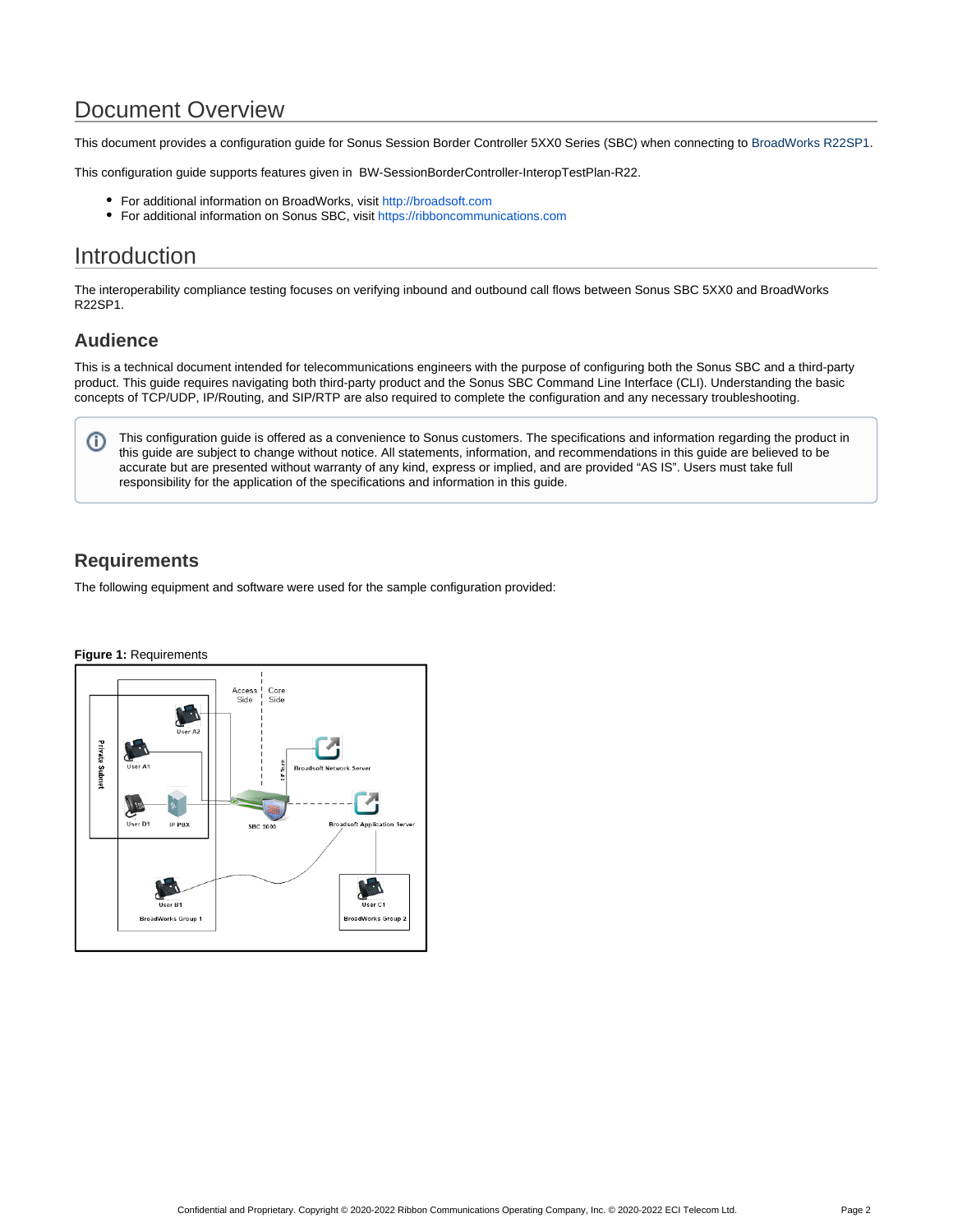# Document Overview

This document provides a configuration guide for Sonus Session Border Controller 5XX0 Series (SBC) when connecting to BroadWorks R22SP1.

This configuration guide supports features given in BW-SessionBorderController-InteropTestPlan-R22.

- For additional information on BroadWorks, visit http://broadsoft.com
- For additional information on Sonus SBC, visit https://ribboncommunications.com

# Introduction

The interoperability compliance testing focuses on verifying inbound and outbound call flows between Sonus SBC 5XX0 and BroadWorks R22SP1.

## Audience

This is a technical document intended for telecommunications engineers with the purpose of configuring both the Sonus SBC and a third-party product. This guide requires navigating both third-party product and the Sonus SBC Command Line Interface (CLI). Understanding the basic concepts of TCP/UDP, IP/Routing, and SIP/RTP are also required to complete the configuration and any necessary troubleshooting.

> This configuration guide is offered as a convenience to Sonus customers. The specifications and information regarding the product in this guide are subject to change without notice. All statements, information, and recommendations in this guide are believed to be accurate but are presented without warranty of any kind, express or implied, and are provided "AS IS". Users must take full responsibility for the application of the specifications and information in this guide.

## Requirements

The following equipment and software were used for the sample configuration provided:

**Figure 1:** Requirements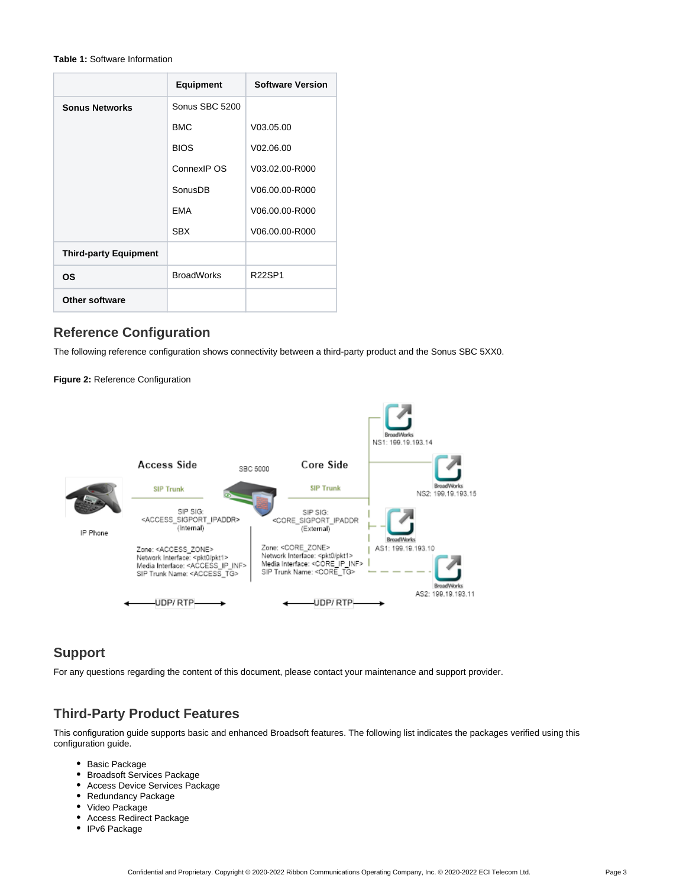**Table 1:** Software Information

| | Equipment | Software Version |
|---|---|---|
| **Sonus Networks** | Sonus SBC 5200 | |
| | BMC | V03.05.00 |
| | BIOS | V02.06.00 |
| | ConnexIP OS | V03.02.00-R000 |
| | SonusDB | V06.00.00-R000 |
| | EMA | V06.00.00-R000 |
| | SBX | V06.00.00-R000 |
| **Third-party Equipment** | | |
| **OS** | BroadWorks | R22SP1 |
| **Other software** | | |

## Reference Configuration

The following reference configuration shows connectivity between a third-party product and the Sonus SBC 5XX0.

**Figure 2:** Reference Configuration

## Support

For any questions regarding the content of this document, please contact your maintenance and support provider.

## Third-Party Product Features

This configuration guide supports basic and enhanced Broadsoft features. The following list indicates the packages verified using this configuration guide.

- Basic Package
- Broadsoft Services Package
- Access Device Services Package
- Redundancy Package
- Video Package
- Access Redirect Package
- IPv6 Package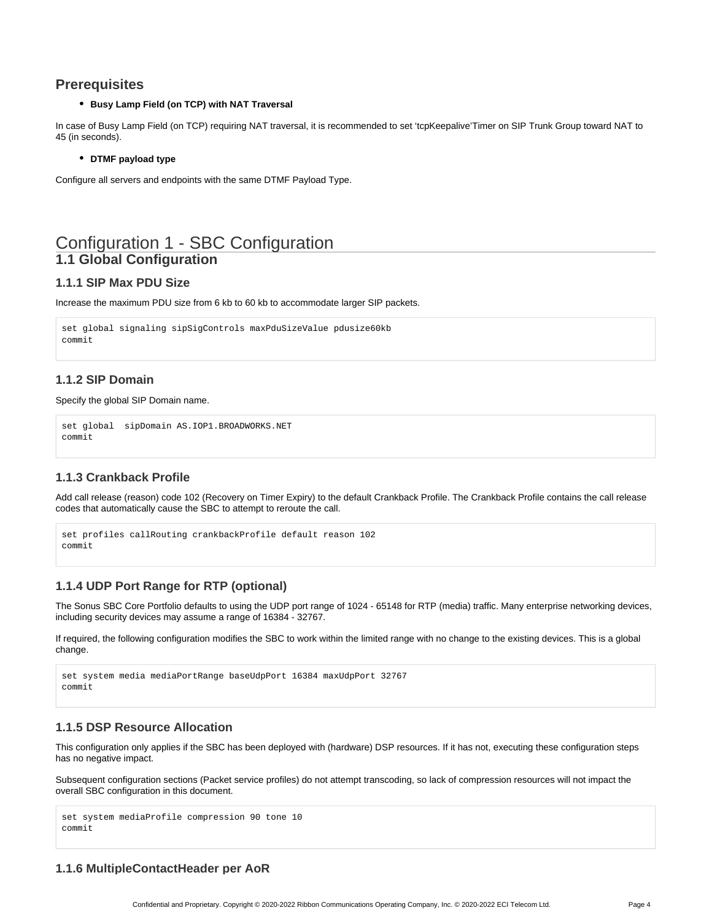## Prerequisites

- **Busy Lamp Field (on TCP) with NAT Traversal**

In case of Busy Lamp Field (on TCP) requiring NAT traversal, it is recommended to set 'tcpKeepalive'Timer on SIP Trunk Group toward NAT to 45 (in seconds).

- **DTMF payload type**

Configure all servers and endpoints with the same DTMF Payload Type.

# Configuration 1 - SBC Configuration

## 1.1 Global Configuration

### 1.1.1 SIP Max PDU Size

Increase the maximum PDU size from 6 kb to 60 kb to accommodate larger SIP packets.

```
set global signaling sipSigControls maxPduSizeValue pdusize60kb
commit
```

### 1.1.2 SIP Domain

Specify the global SIP Domain name.

```
set global  sipDomain AS.IOP1.BROADWORKS.NET
commit
```

### 1.1.3 Crankback Profile

Add call release (reason) code 102 (Recovery on Timer Expiry) to the default Crankback Profile. The Crankback Profile contains the call release codes that automatically cause the SBC to attempt to reroute the call.

```
set profiles callRouting crankbackProfile default reason 102
commit
```

### 1.1.4 UDP Port Range for RTP (optional)

The Sonus SBC Core Portfolio defaults to using the UDP port range of 1024 - 65148 for RTP (media) traffic. Many enterprise networking devices, including security devices may assume a range of 16384 - 32767.

If required, the following configuration modifies the SBC to work within the limited range with no change to the existing devices. This is a global change.

```
set system media mediaPortRange baseUdpPort 16384 maxUdpPort 32767
commit
```

### 1.1.5 DSP Resource Allocation

This configuration only applies if the SBC has been deployed with (hardware) DSP resources. If it has not, executing these configuration steps has no negative impact.

Subsequent configuration sections (Packet service profiles) do not attempt transcoding, so lack of compression resources will not impact the overall SBC configuration in this document.

```
set system mediaProfile compression 90 tone 10
commit
```

### 1.1.6 MultipleContactHeader per AoR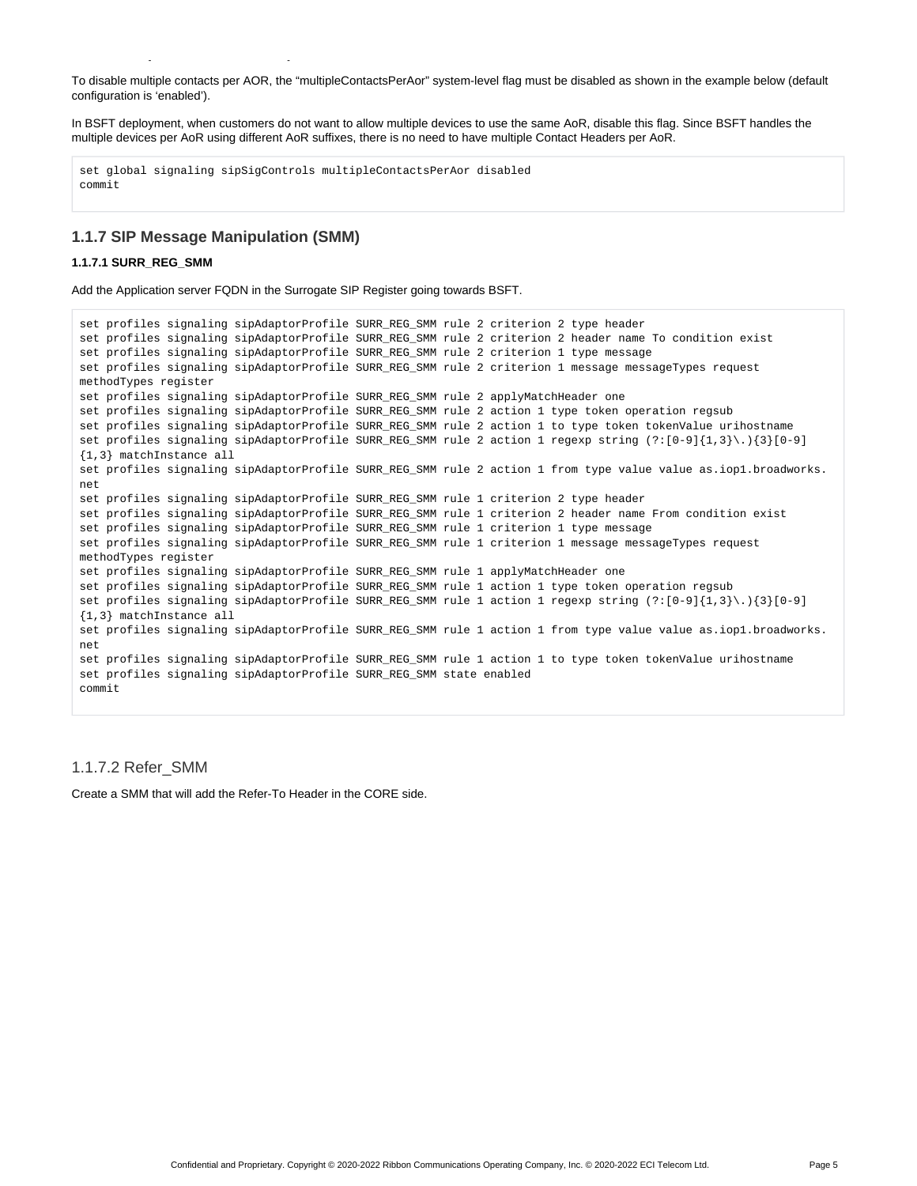To disable multiple contacts per AOR, the "multipleContactsPerAor" system-level flag must be disabled as shown in the example below (default configuration is 'enabled').

In BSFT deployment, when customers do not want to allow multiple devices to use the same AoR, disable this flag. Since BSFT handles the multiple devices per AoR using different AoR suffixes, there is no need to have multiple Contact Headers per AoR.

```
set global signaling sipSigControls multipleContactsPerAor disabled
commit
```

### 1.1.7 SIP Message Manipulation (SMM)

#### 1.1.7.1 SURR_REG_SMM

Add the Application server FQDN in the Surrogate SIP Register going towards BSFT.

```
set profiles signaling sipAdaptorProfile SURR_REG_SMM rule 2 criterion 2 type header
set profiles signaling sipAdaptorProfile SURR_REG_SMM rule 2 criterion 2 header name To condition exist
set profiles signaling sipAdaptorProfile SURR_REG_SMM rule 2 criterion 1 type message
set profiles signaling sipAdaptorProfile SURR_REG_SMM rule 2 criterion 1 message messageTypes request
methodTypes register
set profiles signaling sipAdaptorProfile SURR_REG_SMM rule 2 applyMatchHeader one
set profiles signaling sipAdaptorProfile SURR_REG_SMM rule 2 action 1 type token operation regsub
set profiles signaling sipAdaptorProfile SURR_REG_SMM rule 2 action 1 to type token tokenValue urihostname
set profiles signaling sipAdaptorProfile SURR_REG_SMM rule 2 action 1 regexp string (?:[0-9]{1,3}\.){3}[0-9]
{1,3} matchInstance all
set profiles signaling sipAdaptorProfile SURR_REG_SMM rule 2 action 1 from type value value as.iop1.broadworks.
net
set profiles signaling sipAdaptorProfile SURR_REG_SMM rule 1 criterion 2 type header
set profiles signaling sipAdaptorProfile SURR_REG_SMM rule 1 criterion 2 header name From condition exist
set profiles signaling sipAdaptorProfile SURR_REG_SMM rule 1 criterion 1 type message
set profiles signaling sipAdaptorProfile SURR_REG_SMM rule 1 criterion 1 message messageTypes request
methodTypes register
set profiles signaling sipAdaptorProfile SURR_REG_SMM rule 1 applyMatchHeader one
set profiles signaling sipAdaptorProfile SURR_REG_SMM rule 1 action 1 type token operation regsub
set profiles signaling sipAdaptorProfile SURR_REG_SMM rule 1 action 1 regexp string (?:[0-9]{1,3}\.){3}[0-9]
{1,3} matchInstance all
set profiles signaling sipAdaptorProfile SURR_REG_SMM rule 1 action 1 from type value value as.iop1.broadworks.
net
set profiles signaling sipAdaptorProfile SURR_REG_SMM rule 1 action 1 to type token tokenValue urihostname
set profiles signaling sipAdaptorProfile SURR_REG_SMM state enabled
commit
```

#### 1.1.7.2 Refer_SMM

Create a SMM that will add the Refer-To Header in the CORE side.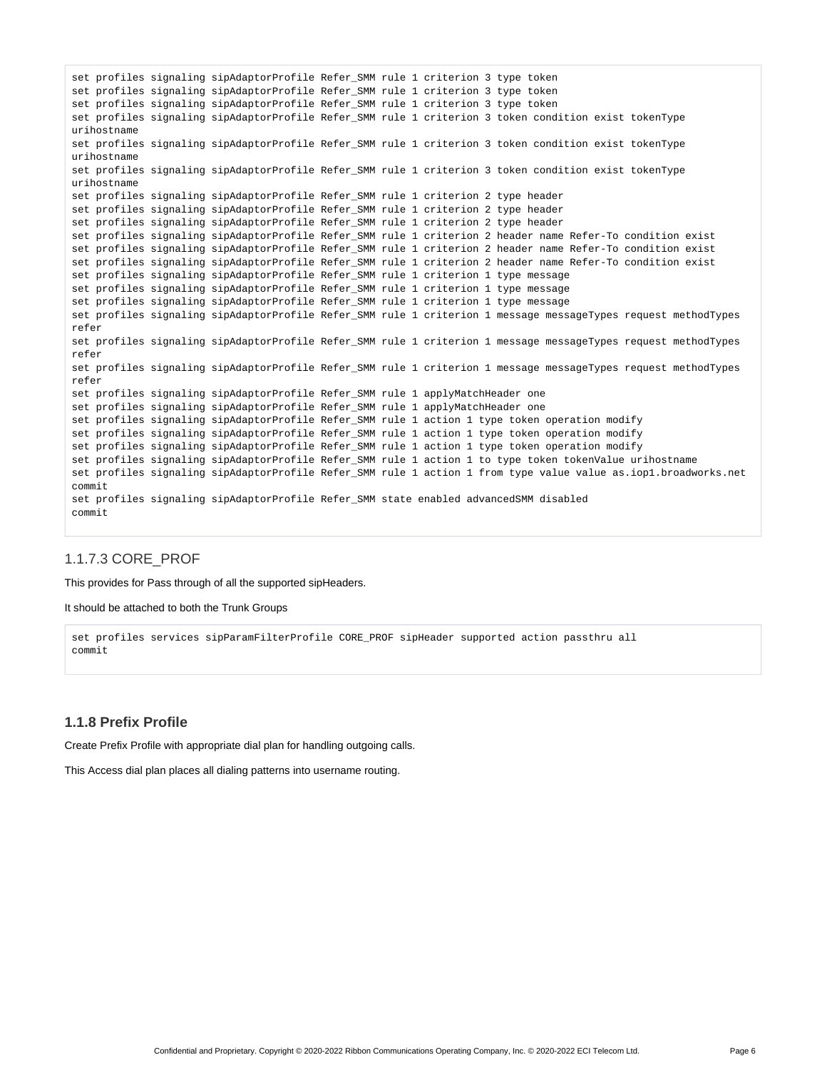```
set profiles signaling sipAdaptorProfile Refer_SMM rule 1 criterion 3 type token
set profiles signaling sipAdaptorProfile Refer_SMM rule 1 criterion 3 type token
set profiles signaling sipAdaptorProfile Refer_SMM rule 1 criterion 3 type token
set profiles signaling sipAdaptorProfile Refer_SMM rule 1 criterion 3 token condition exist tokenType
urihostname
set profiles signaling sipAdaptorProfile Refer_SMM rule 1 criterion 3 token condition exist tokenType
urihostname
set profiles signaling sipAdaptorProfile Refer_SMM rule 1 criterion 3 token condition exist tokenType
urihostname
set profiles signaling sipAdaptorProfile Refer_SMM rule 1 criterion 2 type header
set profiles signaling sipAdaptorProfile Refer_SMM rule 1 criterion 2 type header
set profiles signaling sipAdaptorProfile Refer_SMM rule 1 criterion 2 type header
set profiles signaling sipAdaptorProfile Refer_SMM rule 1 criterion 2 header name Refer-To condition exist
set profiles signaling sipAdaptorProfile Refer_SMM rule 1 criterion 2 header name Refer-To condition exist
set profiles signaling sipAdaptorProfile Refer_SMM rule 1 criterion 2 header name Refer-To condition exist
set profiles signaling sipAdaptorProfile Refer_SMM rule 1 criterion 1 type message
set profiles signaling sipAdaptorProfile Refer_SMM rule 1 criterion 1 type message
set profiles signaling sipAdaptorProfile Refer_SMM rule 1 criterion 1 type message
set profiles signaling sipAdaptorProfile Refer_SMM rule 1 criterion 1 message messageTypes request methodTypes
refer
set profiles signaling sipAdaptorProfile Refer_SMM rule 1 criterion 1 message messageTypes request methodTypes
refer
set profiles signaling sipAdaptorProfile Refer_SMM rule 1 criterion 1 message messageTypes request methodTypes
refer
set profiles signaling sipAdaptorProfile Refer_SMM rule 1 applyMatchHeader one
set profiles signaling sipAdaptorProfile Refer_SMM rule 1 applyMatchHeader one
set profiles signaling sipAdaptorProfile Refer_SMM rule 1 action 1 type token operation modify
set profiles signaling sipAdaptorProfile Refer_SMM rule 1 action 1 type token operation modify
set profiles signaling sipAdaptorProfile Refer_SMM rule 1 action 1 type token operation modify
set profiles signaling sipAdaptorProfile Refer_SMM rule 1 action 1 to type token tokenValue urihostname
set profiles signaling sipAdaptorProfile Refer_SMM rule 1 action 1 from type value value as.iop1.broadworks.net
commit
set profiles signaling sipAdaptorProfile Refer_SMM state enabled advancedSMM disabled
commit
```

### 1.1.7.3 CORE_PROF

This provides for Pass through of all the supported sipHeaders.

It should be attached to both the Trunk Groups

```
set profiles services sipParamFilterProfile CORE_PROF sipHeader supported action passthru all
commit
```

## 1.1.8 Prefix Profile

Create Prefix Profile with appropriate dial plan for handling outgoing calls.

This Access dial plan places all dialing patterns into username routing.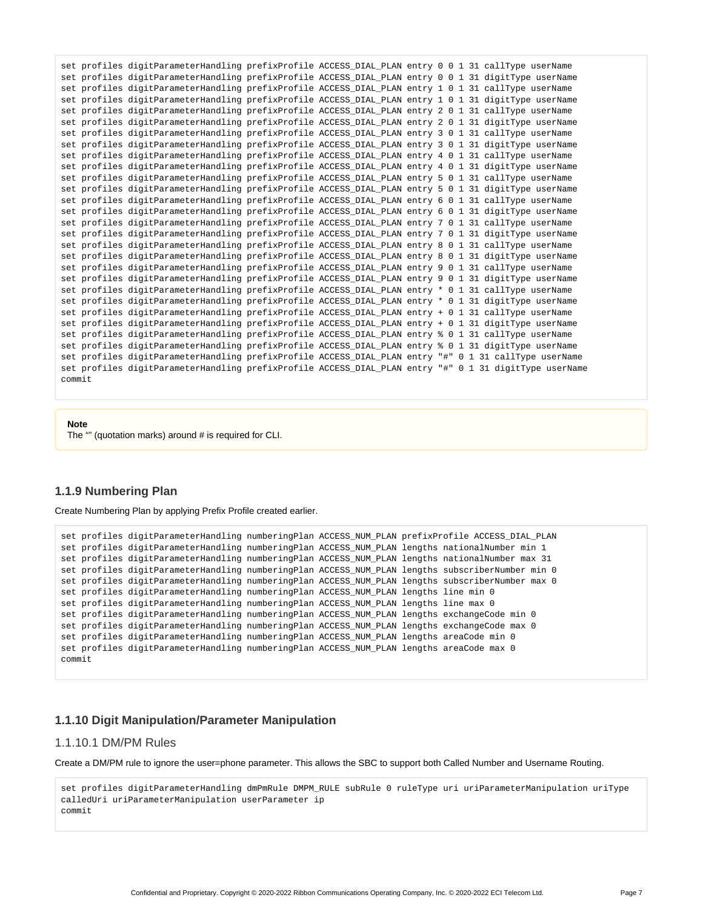```
set profiles digitParameterHandling prefixProfile ACCESS_DIAL_PLAN entry 0 0 1 31 callType userName
set profiles digitParameterHandling prefixProfile ACCESS_DIAL_PLAN entry 0 0 1 31 digitType userName
set profiles digitParameterHandling prefixProfile ACCESS_DIAL_PLAN entry 1 0 1 31 callType userName
set profiles digitParameterHandling prefixProfile ACCESS_DIAL_PLAN entry 1 0 1 31 digitType userName
set profiles digitParameterHandling prefixProfile ACCESS_DIAL_PLAN entry 2 0 1 31 callType userName
set profiles digitParameterHandling prefixProfile ACCESS_DIAL_PLAN entry 2 0 1 31 digitType userName
set profiles digitParameterHandling prefixProfile ACCESS_DIAL_PLAN entry 3 0 1 31 callType userName
set profiles digitParameterHandling prefixProfile ACCESS_DIAL_PLAN entry 3 0 1 31 digitType userName
set profiles digitParameterHandling prefixProfile ACCESS_DIAL_PLAN entry 4 0 1 31 callType userName
set profiles digitParameterHandling prefixProfile ACCESS_DIAL_PLAN entry 4 0 1 31 digitType userName
set profiles digitParameterHandling prefixProfile ACCESS_DIAL_PLAN entry 5 0 1 31 callType userName
set profiles digitParameterHandling prefixProfile ACCESS_DIAL_PLAN entry 5 0 1 31 digitType userName
set profiles digitParameterHandling prefixProfile ACCESS_DIAL_PLAN entry 6 0 1 31 callType userName
set profiles digitParameterHandling prefixProfile ACCESS_DIAL_PLAN entry 6 0 1 31 digitType userName
set profiles digitParameterHandling prefixProfile ACCESS_DIAL_PLAN entry 7 0 1 31 callType userName
set profiles digitParameterHandling prefixProfile ACCESS_DIAL_PLAN entry 7 0 1 31 digitType userName
set profiles digitParameterHandling prefixProfile ACCESS_DIAL_PLAN entry 8 0 1 31 callType userName
set profiles digitParameterHandling prefixProfile ACCESS_DIAL_PLAN entry 8 0 1 31 digitType userName
set profiles digitParameterHandling prefixProfile ACCESS_DIAL_PLAN entry 9 0 1 31 callType userName
set profiles digitParameterHandling prefixProfile ACCESS_DIAL_PLAN entry 9 0 1 31 digitType userName
set profiles digitParameterHandling prefixProfile ACCESS_DIAL_PLAN entry * 0 1 31 callType userName
set profiles digitParameterHandling prefixProfile ACCESS_DIAL_PLAN entry * 0 1 31 digitType userName
set profiles digitParameterHandling prefixProfile ACCESS_DIAL_PLAN entry + 0 1 31 callType userName
set profiles digitParameterHandling prefixProfile ACCESS_DIAL_PLAN entry + 0 1 31 digitType userName
set profiles digitParameterHandling prefixProfile ACCESS_DIAL_PLAN entry % 0 1 31 callType userName
set profiles digitParameterHandling prefixProfile ACCESS_DIAL_PLAN entry % 0 1 31 digitType userName
set profiles digitParameterHandling prefixProfile ACCESS_DIAL_PLAN entry "#" 0 1 31 callType userName
set profiles digitParameterHandling prefixProfile ACCESS_DIAL_PLAN entry "#" 0 1 31 digitType userName
commit
```

**Note**
The "" (quotation marks) around # is required for CLI.

### 1.1.9 Numbering Plan

Create Numbering Plan by applying Prefix Profile created earlier.

```
set profiles digitParameterHandling numberingPlan ACCESS_NUM_PLAN prefixProfile ACCESS_DIAL_PLAN
set profiles digitParameterHandling numberingPlan ACCESS_NUM_PLAN lengths nationalNumber min 1
set profiles digitParameterHandling numberingPlan ACCESS_NUM_PLAN lengths nationalNumber max 31
set profiles digitParameterHandling numberingPlan ACCESS_NUM_PLAN lengths subscriberNumber min 0
set profiles digitParameterHandling numberingPlan ACCESS_NUM_PLAN lengths subscriberNumber max 0
set profiles digitParameterHandling numberingPlan ACCESS_NUM_PLAN lengths line min 0
set profiles digitParameterHandling numberingPlan ACCESS_NUM_PLAN lengths line max 0
set profiles digitParameterHandling numberingPlan ACCESS_NUM_PLAN lengths exchangeCode min 0
set profiles digitParameterHandling numberingPlan ACCESS_NUM_PLAN lengths exchangeCode max 0
set profiles digitParameterHandling numberingPlan ACCESS_NUM_PLAN lengths areaCode min 0
set profiles digitParameterHandling numberingPlan ACCESS_NUM_PLAN lengths areaCode max 0
commit
```

### 1.1.10 Digit Manipulation/Parameter Manipulation

#### 1.1.10.1 DM/PM Rules

Create a DM/PM rule to ignore the user=phone parameter. This allows the SBC to support both Called Number and Username Routing.

```
set profiles digitParameterHandling dmPmRule DMPM_RULE subRule 0 ruleType uri uriParameterManipulation uriType
calledUri uriParameterManipulation userParameter ip
commit
```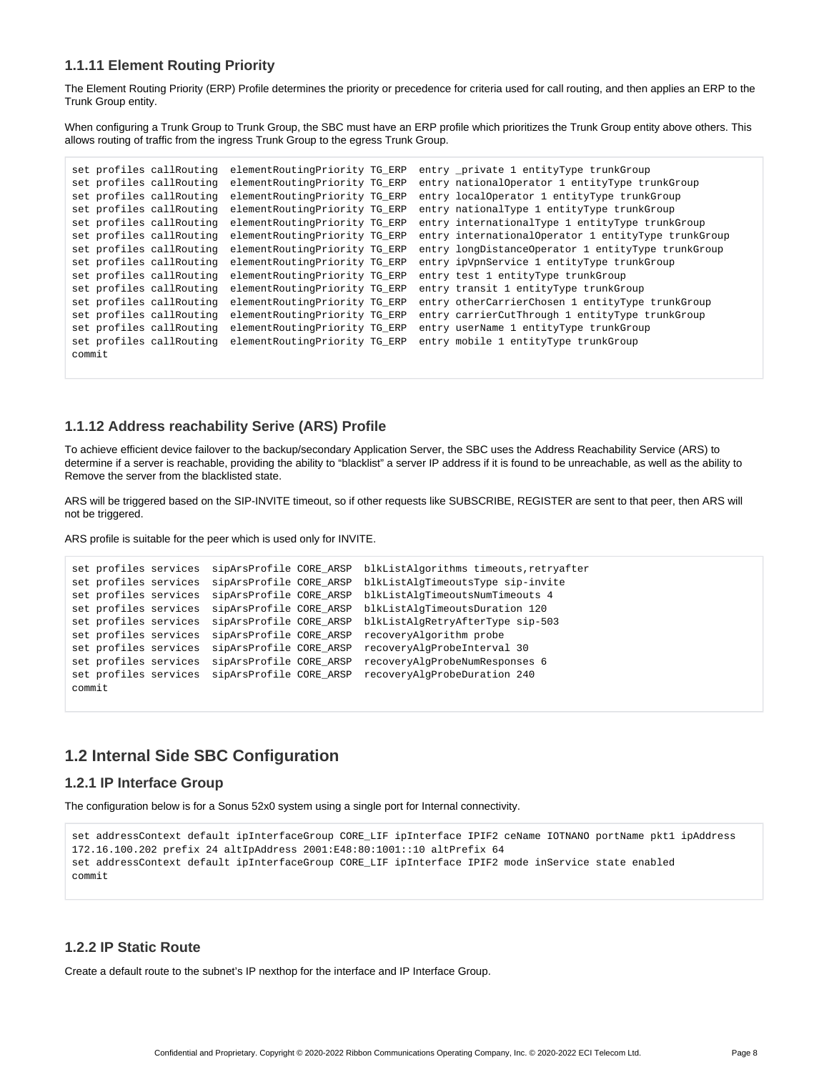### 1.1.11 Element Routing Priority

The Element Routing Priority (ERP) Profile determines the priority or precedence for criteria used for call routing, and then applies an ERP to the Trunk Group entity.

When configuring a Trunk Group to Trunk Group, the SBC must have an ERP profile which prioritizes the Trunk Group entity above others. This allows routing of traffic from the ingress Trunk Group to the egress Trunk Group.

```
set profiles callRouting  elementRoutingPriority TG_ERP  entry _private 1 entityType trunkGroup
set profiles callRouting  elementRoutingPriority TG_ERP  entry nationalOperator 1 entityType trunkGroup
set profiles callRouting  elementRoutingPriority TG_ERP  entry localOperator 1 entityType trunkGroup
set profiles callRouting  elementRoutingPriority TG_ERP  entry nationalType 1 entityType trunkGroup
set profiles callRouting  elementRoutingPriority TG_ERP  entry internationalType 1 entityType trunkGroup
set profiles callRouting  elementRoutingPriority TG_ERP  entry internationalOperator 1 entityType trunkGroup
set profiles callRouting  elementRoutingPriority TG_ERP  entry longDistanceOperator 1 entityType trunkGroup
set profiles callRouting  elementRoutingPriority TG_ERP  entry ipVpnService 1 entityType trunkGroup
set profiles callRouting  elementRoutingPriority TG_ERP  entry test 1 entityType trunkGroup
set profiles callRouting  elementRoutingPriority TG_ERP  entry transit 1 entityType trunkGroup
set profiles callRouting  elementRoutingPriority TG_ERP  entry otherCarrierChosen 1 entityType trunkGroup
set profiles callRouting  elementRoutingPriority TG_ERP  entry carrierCutThrough 1 entityType trunkGroup
set profiles callRouting  elementRoutingPriority TG_ERP  entry userName 1 entityType trunkGroup
set profiles callRouting  elementRoutingPriority TG_ERP  entry mobile 1 entityType trunkGroup
commit
```

### 1.1.12 Address reachability Serive (ARS) Profile

To achieve efficient device failover to the backup/secondary Application Server, the SBC uses the Address Reachability Service (ARS) to determine if a server is reachable, providing the ability to "blacklist" a server IP address if it is found to be unreachable, as well as the ability to Remove the server from the blacklisted state.

ARS will be triggered based on the SIP-INVITE timeout, so if other requests like SUBSCRIBE, REGISTER are sent to that peer, then ARS will not be triggered.

ARS profile is suitable for the peer which is used only for INVITE.

```
set profiles services  sipArsProfile CORE_ARSP  blkListAlgorithms timeouts,retryafter
set profiles services  sipArsProfile CORE_ARSP  blkListAlgTimeoutsType sip-invite
set profiles services  sipArsProfile CORE_ARSP  blkListAlgTimeoutsNumTimeouts 4
set profiles services  sipArsProfile CORE_ARSP  blkListAlgTimeoutsDuration 120
set profiles services  sipArsProfile CORE_ARSP  blkListAlgRetryAfterType sip-503
set profiles services  sipArsProfile CORE_ARSP  recoveryAlgorithm probe
set profiles services  sipArsProfile CORE_ARSP  recoveryAlgProbeInterval 30
set profiles services  sipArsProfile CORE_ARSP  recoveryAlgProbeNumResponses 6
set profiles services  sipArsProfile CORE_ARSP  recoveryAlgProbeDuration 240
commit
```

## 1.2 Internal Side SBC Configuration

### 1.2.1 IP Interface Group

The configuration below is for a Sonus 52x0 system using a single port for Internal connectivity.

```
set addressContext default ipInterfaceGroup CORE_LIF ipInterface IPIF2 ceName IOTNANO portName pkt1 ipAddress
172.16.100.202 prefix 24 altIpAddress 2001:E48:80:1001::10 altPrefix 64
set addressContext default ipInterfaceGroup CORE_LIF ipInterface IPIF2 mode inService state enabled
commit
```

### 1.2.2 IP Static Route

Create a default route to the subnet's IP nexthop for the interface and IP Interface Group.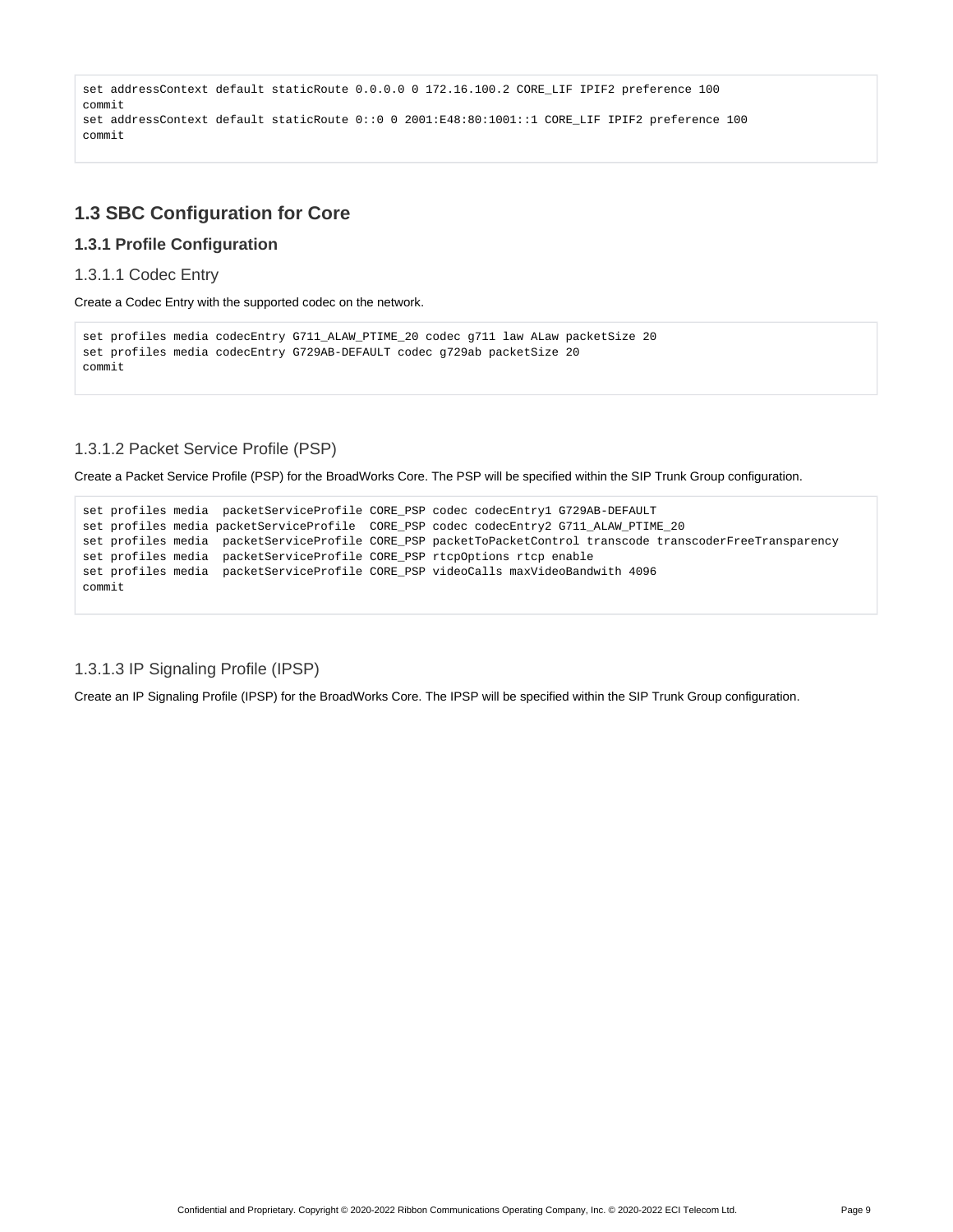```
set addressContext default staticRoute 0.0.0.0 0 172.16.100.2 CORE_LIF IPIF2 preference 100
commit
set addressContext default staticRoute 0::0 0 2001:E48:80:1001::1 CORE_LIF IPIF2 preference 100
commit
```

## 1.3 SBC Configuration for Core

### 1.3.1 Profile Configuration

#### 1.3.1.1 Codec Entry

Create a Codec Entry with the supported codec on the network.

```
set profiles media codecEntry G711_ALAW_PTIME_20 codec g711 law ALaw packetSize 20
set profiles media codecEntry G729AB-DEFAULT codec g729ab packetSize 20
commit
```

#### 1.3.1.2 Packet Service Profile (PSP)

Create a Packet Service Profile (PSP) for the BroadWorks Core. The PSP will be specified within the SIP Trunk Group configuration.

```
set profiles media  packetServiceProfile CORE_PSP codec codecEntry1 G729AB-DEFAULT
set profiles media packetServiceProfile  CORE_PSP codec codecEntry2 G711_ALAW_PTIME_20
set profiles media  packetServiceProfile CORE_PSP packetToPacketControl transcode transcoderFreeTransparency
set profiles media  packetServiceProfile CORE_PSP rtcpOptions rtcp enable
set profiles media  packetServiceProfile CORE_PSP videoCalls maxVideoBandwith 4096
commit
```

#### 1.3.1.3 IP Signaling Profile (IPSP)

Create an IP Signaling Profile (IPSP) for the BroadWorks Core. The IPSP will be specified within the SIP Trunk Group configuration.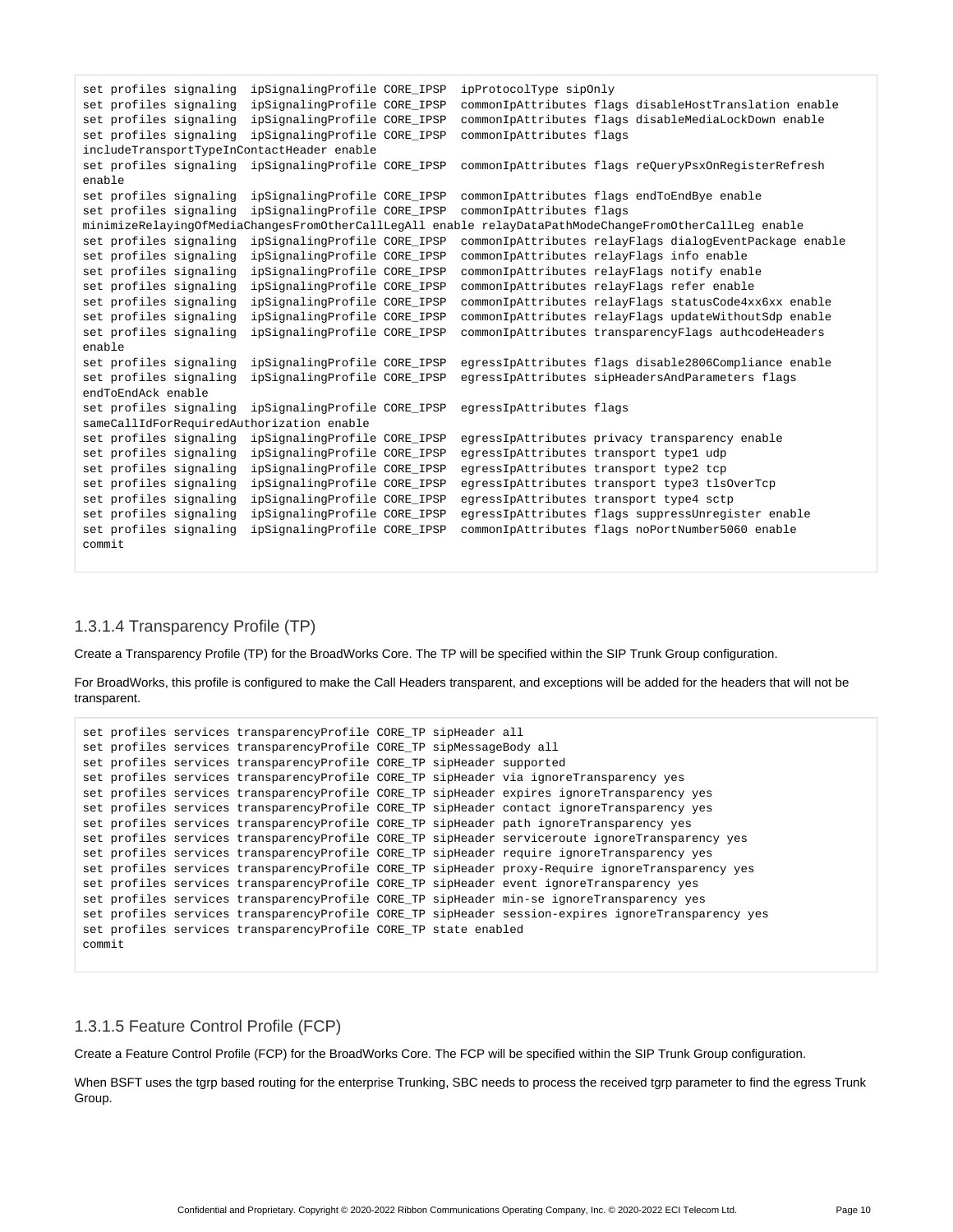```
set profiles signaling  ipSignalingProfile CORE_IPSP  ipProtocolType sipOnly
set profiles signaling  ipSignalingProfile CORE_IPSP  commonIpAttributes flags disableHostTranslation enable
set profiles signaling  ipSignalingProfile CORE_IPSP  commonIpAttributes flags disableMediaLockDown enable
set profiles signaling  ipSignalingProfile CORE_IPSP  commonIpAttributes flags
includeTransportTypeInContactHeader enable
set profiles signaling  ipSignalingProfile CORE_IPSP  commonIpAttributes flags reQueryPsxOnRegisterRefresh
enable
set profiles signaling  ipSignalingProfile CORE_IPSP  commonIpAttributes flags endToEndBye enable
set profiles signaling  ipSignalingProfile CORE_IPSP  commonIpAttributes flags
minimizeRelayingOfMediaChangesFromOtherCallLegAll enable relayDataPathModeChangeFromOtherCallLeg enable
set profiles signaling  ipSignalingProfile CORE_IPSP  commonIpAttributes relayFlags dialogEventPackage enable
set profiles signaling  ipSignalingProfile CORE_IPSP  commonIpAttributes relayFlags info enable
set profiles signaling  ipSignalingProfile CORE_IPSP  commonIpAttributes relayFlags notify enable
set profiles signaling  ipSignalingProfile CORE_IPSP  commonIpAttributes relayFlags refer enable
set profiles signaling  ipSignalingProfile CORE_IPSP  commonIpAttributes relayFlags statusCode4xx6xx enable
set profiles signaling  ipSignalingProfile CORE_IPSP  commonIpAttributes relayFlags updateWithoutSdp enable
set profiles signaling  ipSignalingProfile CORE_IPSP  commonIpAttributes transparencyFlags authcodeHeaders
enable
set profiles signaling  ipSignalingProfile CORE_IPSP  egressIpAttributes flags disable2806Compliance enable
set profiles signaling  ipSignalingProfile CORE_IPSP  egressIpAttributes sipHeadersAndParameters flags
endToEndAck enable
set profiles signaling  ipSignalingProfile CORE_IPSP  egressIpAttributes flags
sameCallIdForRequiredAuthorization enable
set profiles signaling  ipSignalingProfile CORE_IPSP  egressIpAttributes privacy transparency enable
set profiles signaling  ipSignalingProfile CORE_IPSP  egressIpAttributes transport type1 udp
set profiles signaling  ipSignalingProfile CORE_IPSP  egressIpAttributes transport type2 tcp
set profiles signaling  ipSignalingProfile CORE_IPSP  egressIpAttributes transport type3 tlsOverTcp
set profiles signaling  ipSignalingProfile CORE_IPSP  egressIpAttributes transport type4 sctp
set profiles signaling  ipSignalingProfile CORE_IPSP  egressIpAttributes flags suppressUnregister enable
set profiles signaling  ipSignalingProfile CORE_IPSP  commonIpAttributes flags noPortNumber5060 enable
commit
```

### 1.3.1.4 Transparency Profile (TP)

Create a Transparency Profile (TP) for the BroadWorks Core. The TP will be specified within the SIP Trunk Group configuration.

For BroadWorks, this profile is configured to make the Call Headers transparent, and exceptions will be added for the headers that will not be transparent.

```
set profiles services transparencyProfile CORE_TP sipHeader all
set profiles services transparencyProfile CORE_TP sipMessageBody all
set profiles services transparencyProfile CORE_TP sipHeader supported
set profiles services transparencyProfile CORE_TP sipHeader via ignoreTransparency yes
set profiles services transparencyProfile CORE_TP sipHeader expires ignoreTransparency yes
set profiles services transparencyProfile CORE_TP sipHeader contact ignoreTransparency yes
set profiles services transparencyProfile CORE_TP sipHeader path ignoreTransparency yes
set profiles services transparencyProfile CORE_TP sipHeader serviceroute ignoreTransparency yes
set profiles services transparencyProfile CORE_TP sipHeader require ignoreTransparency yes
set profiles services transparencyProfile CORE_TP sipHeader proxy-Require ignoreTransparency yes
set profiles services transparencyProfile CORE_TP sipHeader event ignoreTransparency yes
set profiles services transparencyProfile CORE_TP sipHeader min-se ignoreTransparency yes
set profiles services transparencyProfile CORE_TP sipHeader session-expires ignoreTransparency yes
set profiles services transparencyProfile CORE_TP state enabled
commit
```

### 1.3.1.5 Feature Control Profile (FCP)

Create a Feature Control Profile (FCP) for the BroadWorks Core. The FCP will be specified within the SIP Trunk Group configuration.

When BSFT uses the tgrp based routing for the enterprise Trunking, SBC needs to process the received tgrp parameter to find the egress Trunk Group.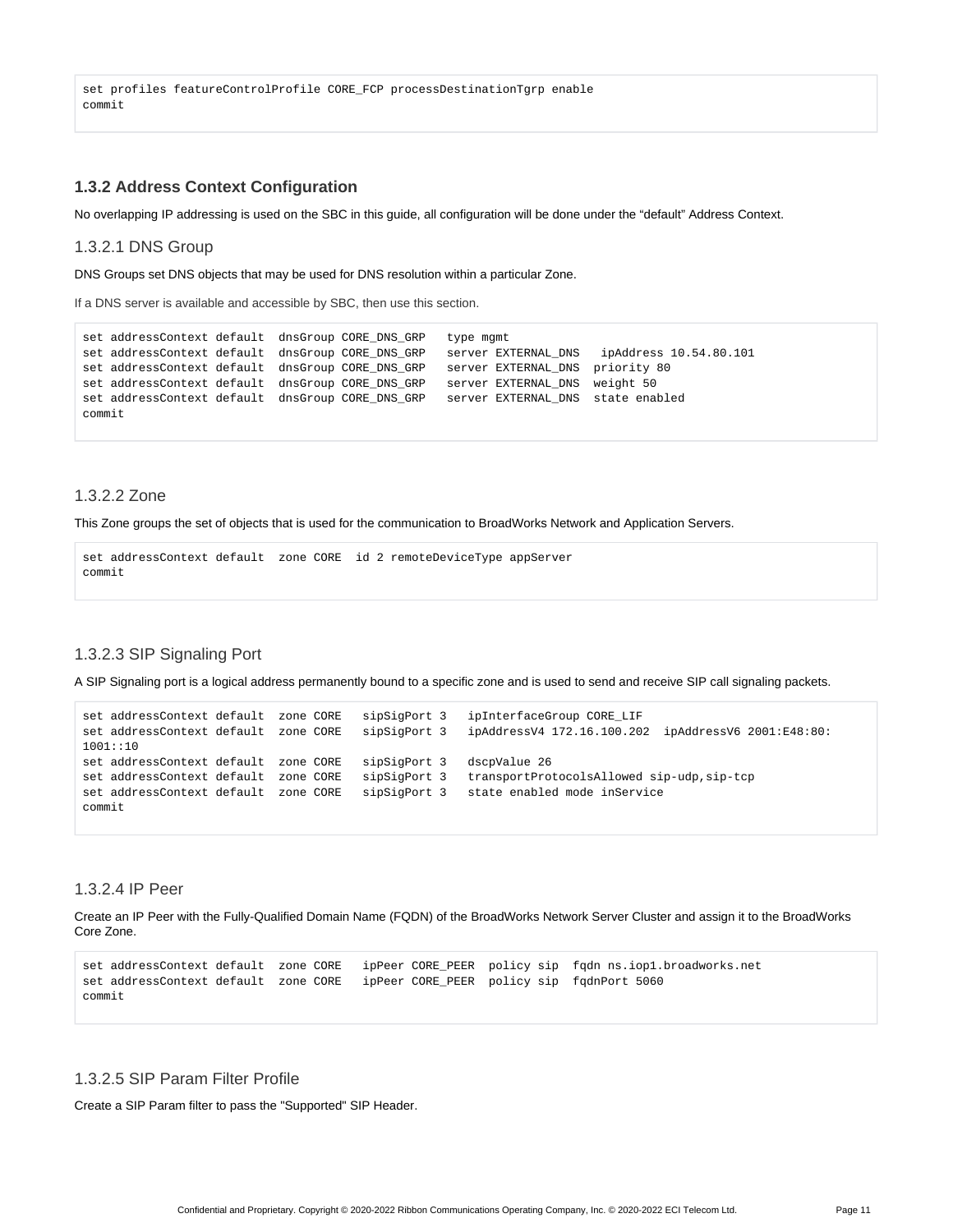```
set profiles featureControlProfile CORE_FCP processDestinationTgrp enable
commit
```

### 1.3.2 Address Context Configuration

No overlapping IP addressing is used on the SBC in this guide, all configuration will be done under the "default" Address Context.

#### 1.3.2.1 DNS Group

DNS Groups set DNS objects that may be used for DNS resolution within a particular Zone.

If a DNS server is available and accessible by SBC, then use this section.

```
set addressContext default  dnsGroup CORE_DNS_GRP   type mgmt
set addressContext default  dnsGroup CORE_DNS_GRP   server EXTERNAL_DNS   ipAddress 10.54.80.101
set addressContext default  dnsGroup CORE_DNS_GRP   server EXTERNAL_DNS  priority 80
set addressContext default  dnsGroup CORE_DNS_GRP   server EXTERNAL_DNS  weight 50
set addressContext default  dnsGroup CORE_DNS_GRP   server EXTERNAL_DNS  state enabled
commit
```

#### 1.3.2.2 Zone

This Zone groups the set of objects that is used for the communication to BroadWorks Network and Application Servers.

```
set addressContext default  zone CORE  id 2 remoteDeviceType appServer
commit
```

#### 1.3.2.3 SIP Signaling Port

A SIP Signaling port is a logical address permanently bound to a specific zone and is used to send and receive SIP call signaling packets.

```
set addressContext default  zone CORE   sipSigPort 3   ipInterfaceGroup CORE_LIF
set addressContext default  zone CORE   sipSigPort 3   ipAddressV4 172.16.100.202  ipAddressV6 2001:E48:80:
1001::10
set addressContext default  zone CORE   sipSigPort 3   dscpValue 26
set addressContext default  zone CORE   sipSigPort 3   transportProtocolsAllowed sip-udp,sip-tcp
set addressContext default  zone CORE   sipSigPort 3   state enabled mode inService
commit
```

#### 1.3.2.4 IP Peer

Create an IP Peer with the Fully-Qualified Domain Name (FQDN) of the BroadWorks Network Server Cluster and assign it to the BroadWorks Core Zone.

```
set addressContext default  zone CORE   ipPeer CORE_PEER  policy sip  fqdn ns.iop1.broadworks.net
set addressContext default  zone CORE   ipPeer CORE_PEER  policy sip  fqdnPort 5060
commit
```

#### 1.3.2.5 SIP Param Filter Profile

Create a SIP Param filter to pass the "Supported" SIP Header.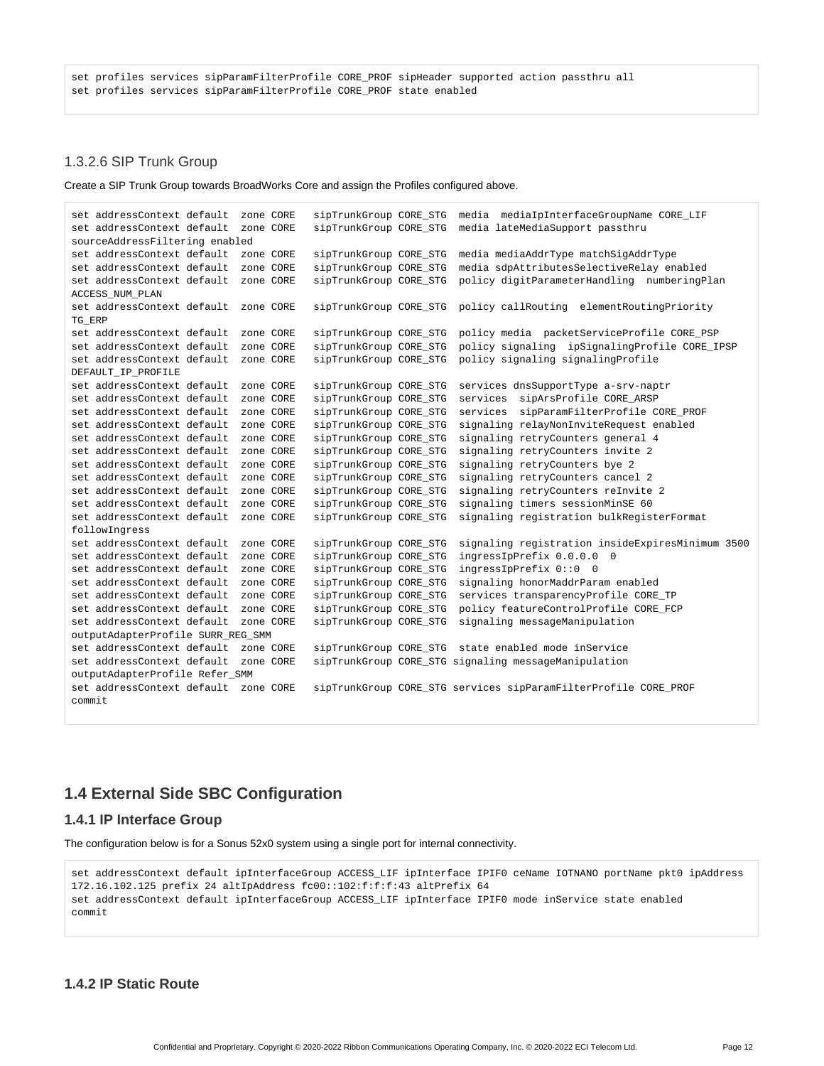```
set profiles services sipParamFilterProfile CORE_PROF sipHeader supported action passthru all
set profiles services sipParamFilterProfile CORE_PROF state enabled
```

### 1.3.2.6 SIP Trunk Group

Create a SIP Trunk Group towards BroadWorks Core and assign the Profiles configured above.

```
set addressContext default  zone CORE   sipTrunkGroup CORE_STG  media  mediaIpInterfaceGroupName CORE_LIF
set addressContext default  zone CORE   sipTrunkGroup CORE_STG  media lateMediaSupport passthru
sourceAddressFiltering enabled
set addressContext default  zone CORE   sipTrunkGroup CORE_STG  media mediaAddrType matchSigAddrType
set addressContext default  zone CORE   sipTrunkGroup CORE_STG  media sdpAttributesSelectiveRelay enabled
set addressContext default  zone CORE   sipTrunkGroup CORE_STG  policy digitParameterHandling  numberingPlan
ACCESS_NUM_PLAN
set addressContext default  zone CORE   sipTrunkGroup CORE_STG  policy callRouting  elementRoutingPriority
TG_ERP
set addressContext default  zone CORE   sipTrunkGroup CORE_STG  policy media  packetServiceProfile CORE_PSP
set addressContext default  zone CORE   sipTrunkGroup CORE_STG  policy signaling  ipSignalingProfile CORE_IPSP
set addressContext default  zone CORE   sipTrunkGroup CORE_STG  policy signaling signalingProfile
DEFAULT_IP_PROFILE
set addressContext default  zone CORE   sipTrunkGroup CORE_STG  services dnsSupportType a-srv-naptr
set addressContext default  zone CORE   sipTrunkGroup CORE_STG  services  sipArsProfile CORE_ARSP
set addressContext default  zone CORE   sipTrunkGroup CORE_STG  services  sipParamFilterProfile CORE_PROF
set addressContext default  zone CORE   sipTrunkGroup CORE_STG  signaling relayNonInviteRequest enabled
set addressContext default  zone CORE   sipTrunkGroup CORE_STG  signaling retryCounters general 4
set addressContext default  zone CORE   sipTrunkGroup CORE_STG  signaling retryCounters invite 2
set addressContext default  zone CORE   sipTrunkGroup CORE_STG  signaling retryCounters bye 2
set addressContext default  zone CORE   sipTrunkGroup CORE_STG  signaling retryCounters cancel 2
set addressContext default  zone CORE   sipTrunkGroup CORE_STG  signaling retryCounters reInvite 2
set addressContext default  zone CORE   sipTrunkGroup CORE_STG  signaling timers sessionMinSE 60
set addressContext default  zone CORE   sipTrunkGroup CORE_STG  signaling registration bulkRegisterFormat
followIngress
set addressContext default  zone CORE   sipTrunkGroup CORE_STG  signaling registration insideExpiresMinimum 3500
set addressContext default  zone CORE   sipTrunkGroup CORE_STG  ingressIpPrefix 0.0.0.0  0
set addressContext default  zone CORE   sipTrunkGroup CORE_STG  ingressIpPrefix 0::0  0
set addressContext default  zone CORE   sipTrunkGroup CORE_STG  signaling honorMaddrParam enabled
set addressContext default  zone CORE   sipTrunkGroup CORE_STG  services transparencyProfile CORE_TP
set addressContext default  zone CORE   sipTrunkGroup CORE_STG  policy featureControlProfile CORE_FCP
set addressContext default  zone CORE   sipTrunkGroup CORE_STG  signaling messageManipulation
outputAdapterProfile SURR_REG_SMM
set addressContext default  zone CORE   sipTrunkGroup CORE_STG  state enabled mode inService
set addressContext default  zone CORE   sipTrunkGroup CORE_STG signaling messageManipulation
outputAdapterProfile Refer_SMM
set addressContext default  zone CORE   sipTrunkGroup CORE_STG services sipParamFilterProfile CORE_PROF
commit
```

## 1.4 External Side SBC Configuration

### 1.4.1 IP Interface Group

The configuration below is for a Sonus 52x0 system using a single port for internal connectivity.

```
set addressContext default ipInterfaceGroup ACCESS_LIF ipInterface IPIF0 ceName IOTNANO portName pkt0 ipAddress
172.16.102.125 prefix 24 altIpAddress fc00::102:f:f:f:43 altPrefix 64
set addressContext default ipInterfaceGroup ACCESS_LIF ipInterface IPIF0 mode inService state enabled
commit
```

### 1.4.2 IP Static Route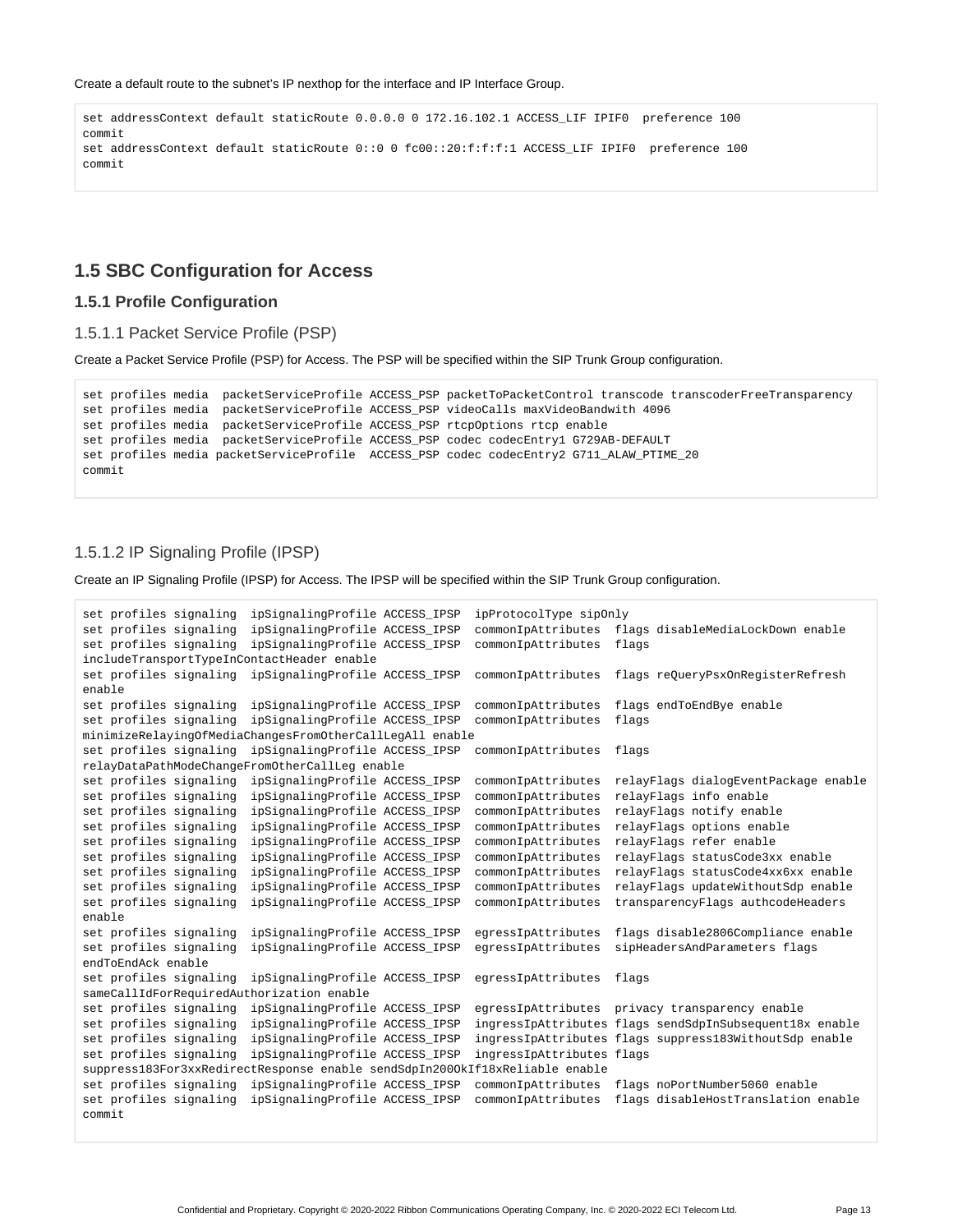Create a default route to the subnet's IP nexthop for the interface and IP Interface Group.

```
set addressContext default staticRoute 0.0.0.0 0 172.16.102.1 ACCESS_LIF IPIF0  preference 100
commit
set addressContext default staticRoute 0::0 0 fc00::20:f:f:f:1 ACCESS_LIF IPIF0  preference 100
commit
```

## 1.5 SBC Configuration for Access

### 1.5.1 Profile Configuration

#### 1.5.1.1 Packet Service Profile (PSP)

Create a Packet Service Profile (PSP) for Access. The PSP will be specified within the SIP Trunk Group configuration.

```
set profiles media  packetServiceProfile ACCESS_PSP packetToPacketControl transcode transcoderFreeTransparency
set profiles media  packetServiceProfile ACCESS_PSP videoCalls maxVideoBandwith 4096
set profiles media  packetServiceProfile ACCESS_PSP rtcpOptions rtcp enable
set profiles media  packetServiceProfile ACCESS_PSP codec codecEntry1 G729AB-DEFAULT
set profiles media packetServiceProfile  ACCESS_PSP codec codecEntry2 G711_ALAW_PTIME_20
commit
```

#### 1.5.1.2 IP Signaling Profile (IPSP)

Create an IP Signaling Profile (IPSP) for Access. The IPSP will be specified within the SIP Trunk Group configuration.

```
set profiles signaling  ipSignalingProfile ACCESS_IPSP  ipProtocolType sipOnly
set profiles signaling  ipSignalingProfile ACCESS_IPSP  commonIpAttributes  flags disableMediaLockDown enable
set profiles signaling  ipSignalingProfile ACCESS_IPSP  commonIpAttributes  flags
includeTransportTypeInContactHeader enable
set profiles signaling  ipSignalingProfile ACCESS_IPSP  commonIpAttributes  flags reQueryPsxOnRegisterRefresh
enable
set profiles signaling  ipSignalingProfile ACCESS_IPSP  commonIpAttributes  flags endToEndBye enable
set profiles signaling  ipSignalingProfile ACCESS_IPSP  commonIpAttributes  flags
minimizeRelayingOfMediaChangesFromOtherCallLegAll enable
set profiles signaling  ipSignalingProfile ACCESS_IPSP  commonIpAttributes  flags
relayDataPathModeChangeFromOtherCallLeg enable
set profiles signaling  ipSignalingProfile ACCESS_IPSP  commonIpAttributes  relayFlags dialogEventPackage enable
set profiles signaling  ipSignalingProfile ACCESS_IPSP  commonIpAttributes  relayFlags info enable
set profiles signaling  ipSignalingProfile ACCESS_IPSP  commonIpAttributes  relayFlags notify enable
set profiles signaling  ipSignalingProfile ACCESS_IPSP  commonIpAttributes  relayFlags options enable
set profiles signaling  ipSignalingProfile ACCESS_IPSP  commonIpAttributes  relayFlags refer enable
set profiles signaling  ipSignalingProfile ACCESS_IPSP  commonIpAttributes  relayFlags statusCode3xx enable
set profiles signaling  ipSignalingProfile ACCESS_IPSP  commonIpAttributes  relayFlags statusCode4xx6xx enable
set profiles signaling  ipSignalingProfile ACCESS_IPSP  commonIpAttributes  relayFlags updateWithoutSdp enable
set profiles signaling  ipSignalingProfile ACCESS_IPSP  commonIpAttributes  transparencyFlags authcodeHeaders
enable
set profiles signaling  ipSignalingProfile ACCESS_IPSP  egressIpAttributes  flags disable2806Compliance enable
set profiles signaling  ipSignalingProfile ACCESS_IPSP  egressIpAttributes  sipHeadersAndParameters flags
endToEndAck enable
set profiles signaling  ipSignalingProfile ACCESS_IPSP  egressIpAttributes  flags
sameCallIdForRequiredAuthorization enable
set profiles signaling  ipSignalingProfile ACCESS_IPSP  egressIpAttributes  privacy transparency enable
set profiles signaling  ipSignalingProfile ACCESS_IPSP  ingressIpAttributes flags sendSdpInSubsequent18x enable
set profiles signaling  ipSignalingProfile ACCESS_IPSP  ingressIpAttributes flags suppress183WithoutSdp enable
set profiles signaling  ipSignalingProfile ACCESS_IPSP  ingressIpAttributes flags
suppress183For3xxRedirectResponse enable sendSdpIn200OkIf18xReliable enable
set profiles signaling  ipSignalingProfile ACCESS_IPSP  commonIpAttributes  flags noPortNumber5060 enable
set profiles signaling  ipSignalingProfile ACCESS_IPSP  commonIpAttributes  flags disableHostTranslation enable
commit
```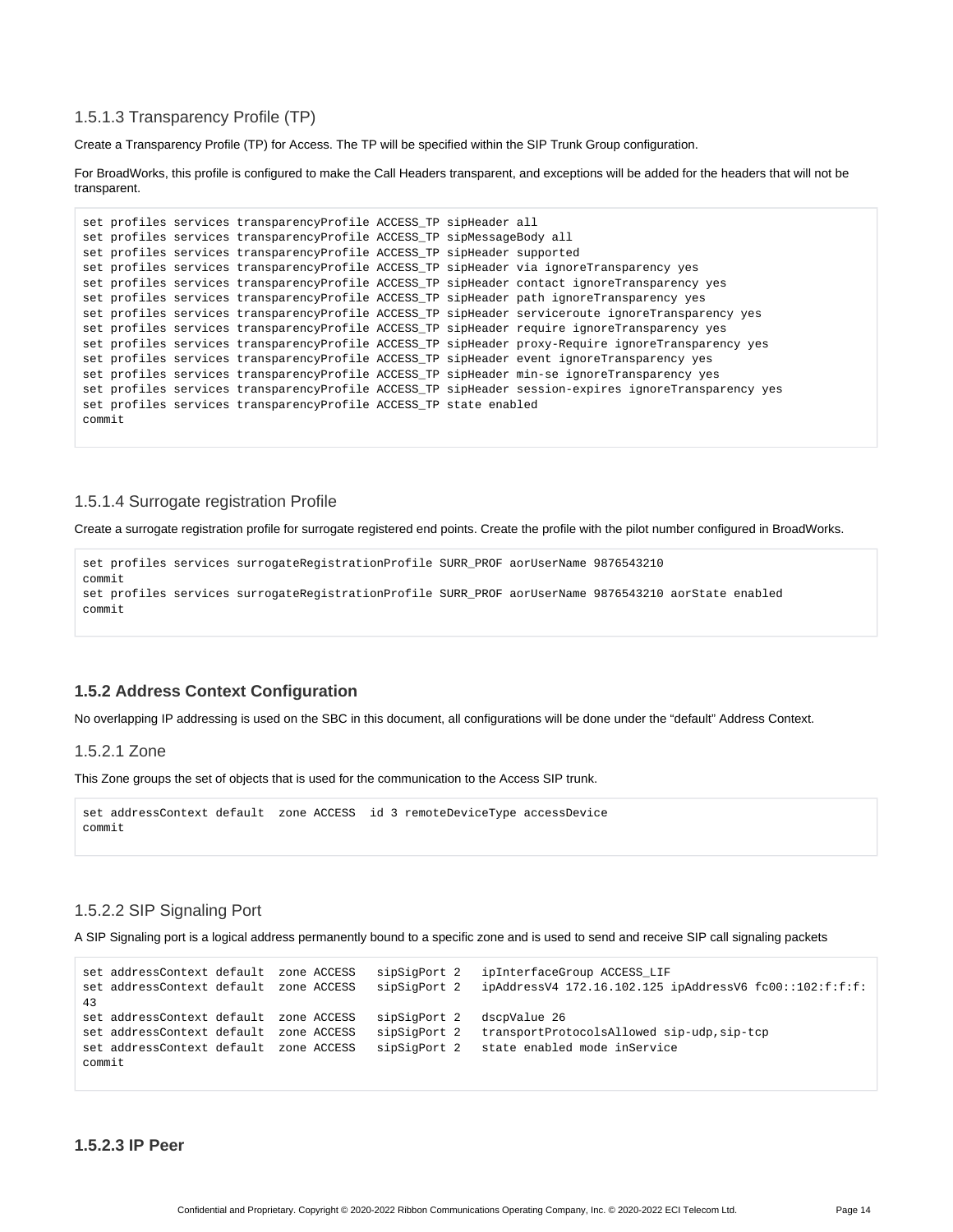### 1.5.1.3 Transparency Profile (TP)

Create a Transparency Profile (TP) for Access. The TP will be specified within the SIP Trunk Group configuration.

For BroadWorks, this profile is configured to make the Call Headers transparent, and exceptions will be added for the headers that will not be transparent.

```
set profiles services transparencyProfile ACCESS_TP sipHeader all
set profiles services transparencyProfile ACCESS_TP sipMessageBody all
set profiles services transparencyProfile ACCESS_TP sipHeader supported
set profiles services transparencyProfile ACCESS_TP sipHeader via ignoreTransparency yes
set profiles services transparencyProfile ACCESS_TP sipHeader contact ignoreTransparency yes
set profiles services transparencyProfile ACCESS_TP sipHeader path ignoreTransparency yes
set profiles services transparencyProfile ACCESS_TP sipHeader serviceroute ignoreTransparency yes
set profiles services transparencyProfile ACCESS_TP sipHeader require ignoreTransparency yes
set profiles services transparencyProfile ACCESS_TP sipHeader proxy-Require ignoreTransparency yes
set profiles services transparencyProfile ACCESS_TP sipHeader event ignoreTransparency yes
set profiles services transparencyProfile ACCESS_TP sipHeader min-se ignoreTransparency yes
set profiles services transparencyProfile ACCESS_TP sipHeader session-expires ignoreTransparency yes
set profiles services transparencyProfile ACCESS_TP state enabled
commit
```

### 1.5.1.4 Surrogate registration Profile

Create a surrogate registration profile for surrogate registered end points. Create the profile with the pilot number configured in BroadWorks.

```
set profiles services surrogateRegistrationProfile SURR_PROF aorUserName 9876543210
commit
set profiles services surrogateRegistrationProfile SURR_PROF aorUserName 9876543210 aorState enabled
commit
```

## 1.5.2 Address Context Configuration

No overlapping IP addressing is used on the SBC in this document, all configurations will be done under the "default" Address Context.

### 1.5.2.1 Zone

This Zone groups the set of objects that is used for the communication to the Access SIP trunk.

```
set addressContext default  zone ACCESS  id 3 remoteDeviceType accessDevice
commit
```

### 1.5.2.2 SIP Signaling Port

A SIP Signaling port is a logical address permanently bound to a specific zone and is used to send and receive SIP call signaling packets

```
set addressContext default  zone ACCESS   sipSigPort 2   ipInterfaceGroup ACCESS_LIF
set addressContext default  zone ACCESS   sipSigPort 2   ipAddressV4 172.16.102.125 ipAddressV6 fc00::102:f:f:f:
43
set addressContext default  zone ACCESS   sipSigPort 2   dscpValue 26
set addressContext default  zone ACCESS   sipSigPort 2   transportProtocolsAllowed sip-udp,sip-tcp
set addressContext default  zone ACCESS   sipSigPort 2   state enabled mode inService
commit
```

### 1.5.2.3 IP Peer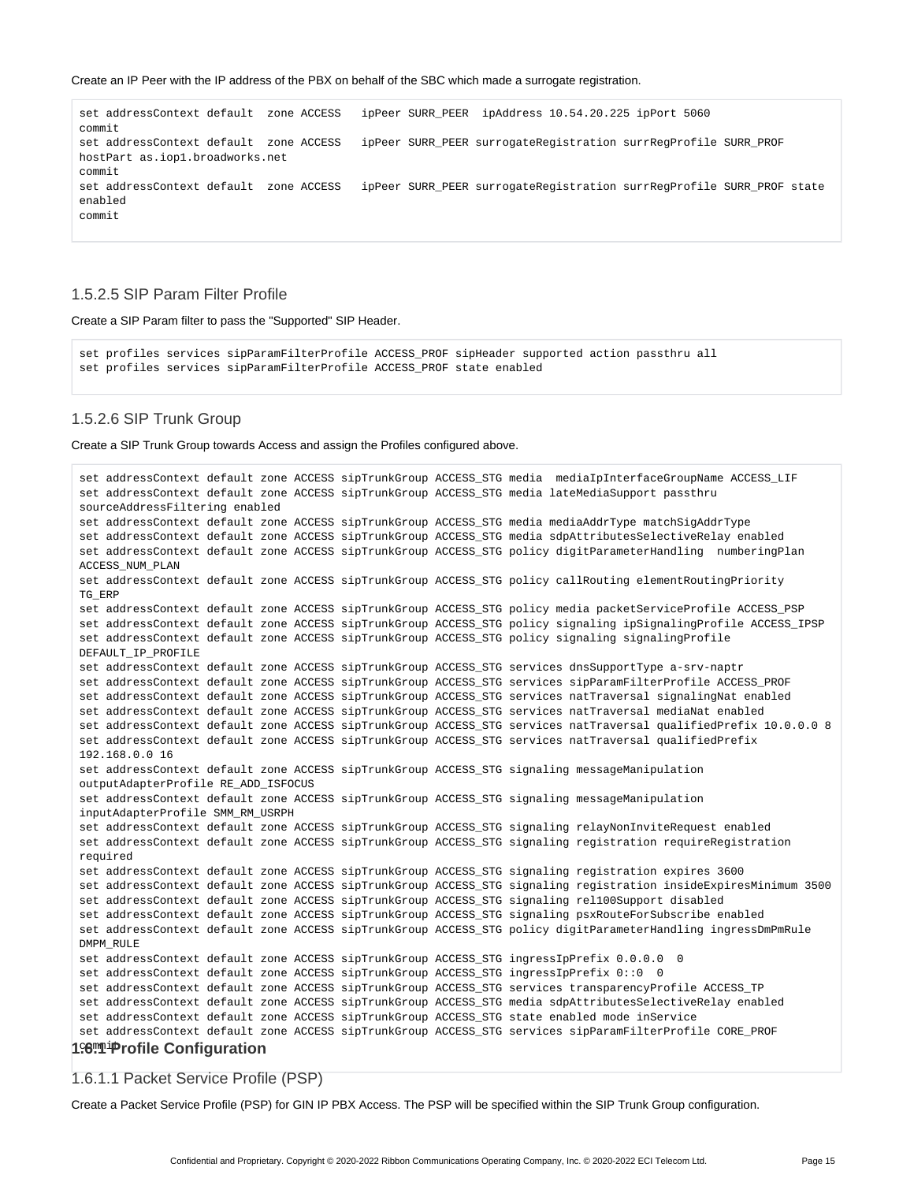Create an IP Peer with the IP address of the PBX on behalf of the SBC which made a surrogate registration.

```
set addressContext default  zone ACCESS   ipPeer SURR_PEER  ipAddress 10.54.20.225 ipPort 5060
commit
set addressContext default  zone ACCESS   ipPeer SURR_PEER surrogateRegistration surrRegProfile SURR_PROF
hostPart as.iop1.broadworks.net
commit
set addressContext default  zone ACCESS   ipPeer SURR_PEER surrogateRegistration surrRegProfile SURR_PROF state
enabled
commit
```

### 1.5.2.5 SIP Param Filter Profile

Create a SIP Param filter to pass the "Supported" SIP Header.

```
set profiles services sipParamFilterProfile ACCESS_PROF sipHeader supported action passthru all
set profiles services sipParamFilterProfile ACCESS_PROF state enabled
```

### 1.5.2.6 SIP Trunk Group

Create a SIP Trunk Group towards Access and assign the Profiles configured above.

```
set addressContext default zone ACCESS sipTrunkGroup ACCESS_STG media  mediaIpInterfaceGroupName ACCESS_LIF
set addressContext default zone ACCESS sipTrunkGroup ACCESS_STG media lateMediaSupport passthru
sourceAddressFiltering enabled
set addressContext default zone ACCESS sipTrunkGroup ACCESS_STG media mediaAddrType matchSigAddrType
set addressContext default zone ACCESS sipTrunkGroup ACCESS_STG media sdpAttributesSelectiveRelay enabled
set addressContext default zone ACCESS sipTrunkGroup ACCESS_STG policy digitParameterHandling  numberingPlan
ACCESS_NUM_PLAN
set addressContext default zone ACCESS sipTrunkGroup ACCESS_STG policy callRouting elementRoutingPriority
TG_ERP
set addressContext default zone ACCESS sipTrunkGroup ACCESS_STG policy media packetServiceProfile ACCESS_PSP
set addressContext default zone ACCESS sipTrunkGroup ACCESS_STG policy signaling ipSignalingProfile ACCESS_IPSP
set addressContext default zone ACCESS sipTrunkGroup ACCESS_STG policy signaling signalingProfile
DEFAULT_IP_PROFILE
set addressContext default zone ACCESS sipTrunkGroup ACCESS_STG services dnsSupportType a-srv-naptr
set addressContext default zone ACCESS sipTrunkGroup ACCESS_STG services sipParamFilterProfile ACCESS_PROF
set addressContext default zone ACCESS sipTrunkGroup ACCESS_STG services natTraversal signalingNat enabled
set addressContext default zone ACCESS sipTrunkGroup ACCESS_STG services natTraversal mediaNat enabled
set addressContext default zone ACCESS sipTrunkGroup ACCESS_STG services natTraversal qualifiedPrefix 10.0.0.0 8
set addressContext default zone ACCESS sipTrunkGroup ACCESS_STG services natTraversal qualifiedPrefix
192.168.0.0 16
set addressContext default zone ACCESS sipTrunkGroup ACCESS_STG signaling messageManipulation
outputAdapterProfile RE_ADD_ISFOCUS
set addressContext default zone ACCESS sipTrunkGroup ACCESS_STG signaling messageManipulation
inputAdapterProfile SMM_RM_USRPH
set addressContext default zone ACCESS sipTrunkGroup ACCESS_STG signaling relayNonInviteRequest enabled
set addressContext default zone ACCESS sipTrunkGroup ACCESS_STG signaling registration requireRegistration
required
set addressContext default zone ACCESS sipTrunkGroup ACCESS_STG signaling registration expires 3600
set addressContext default zone ACCESS sipTrunkGroup ACCESS_STG signaling registration insideExpiresMinimum 3500
set addressContext default zone ACCESS sipTrunkGroup ACCESS_STG signaling rel100Support disabled
set addressContext default zone ACCESS sipTrunkGroup ACCESS_STG signaling psxRouteForSubscribe enabled
set addressContext default zone ACCESS sipTrunkGroup ACCESS_STG policy digitParameterHandling ingressDmPmRule
DMPM_RULE
set addressContext default zone ACCESS sipTrunkGroup ACCESS_STG ingressIpPrefix 0.0.0.0  0
set addressContext default zone ACCESS sipTrunkGroup ACCESS_STG ingressIpPrefix 0::0  0
set addressContext default zone ACCESS sipTrunkGroup ACCESS_STG services transparencyProfile ACCESS_TP
set addressContext default zone ACCESS sipTrunkGroup ACCESS_STG media sdpAttributesSelectiveRelay enabled
set addressContext default zone ACCESS sipTrunkGroup ACCESS_STG state enabled mode inService
set addressContext default zone ACCESS sipTrunkGroup ACCESS_STG services sipParamFilterProfile CORE_PROF
commit
```

## 1.6.1 Profile Configuration

### 1.6.1.1 Packet Service Profile (PSP)

Create a Packet Service Profile (PSP) for GIN IP PBX Access. The PSP will be specified within the SIP Trunk Group configuration.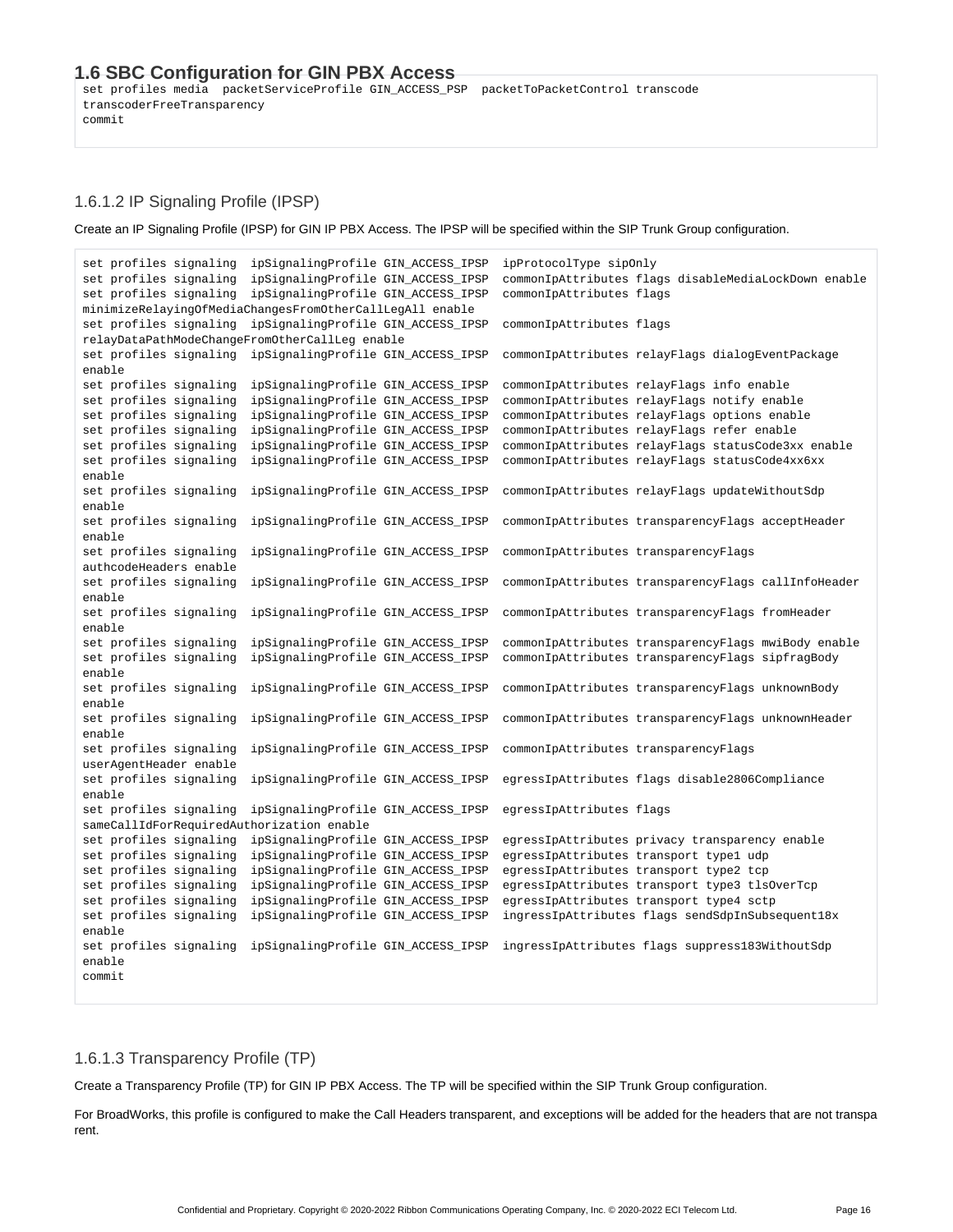## 1.6 SBC Configuration for GIN PBX Access

```
set profiles media  packetServiceProfile GIN_ACCESS_PSP  packetToPacketControl transcode
transcoderFreeTransparency
commit
```

### 1.6.1.2 IP Signaling Profile (IPSP)

Create an IP Signaling Profile (IPSP) for GIN IP PBX Access. The IPSP will be specified within the SIP Trunk Group configuration.

```
set profiles signaling  ipSignalingProfile GIN_ACCESS_IPSP  ipProtocolType sipOnly
set profiles signaling  ipSignalingProfile GIN_ACCESS_IPSP  commonIpAttributes flags disableMediaLockDown enable
set profiles signaling  ipSignalingProfile GIN_ACCESS_IPSP  commonIpAttributes flags
minimizeRelayingOfMediaChangesFromOtherCallLegAll enable
set profiles signaling  ipSignalingProfile GIN_ACCESS_IPSP  commonIpAttributes flags
relayDataPathModeChangeFromOtherCallLeg enable
set profiles signaling  ipSignalingProfile GIN_ACCESS_IPSP  commonIpAttributes relayFlags dialogEventPackage
enable
set profiles signaling  ipSignalingProfile GIN_ACCESS_IPSP  commonIpAttributes relayFlags info enable
set profiles signaling  ipSignalingProfile GIN_ACCESS_IPSP  commonIpAttributes relayFlags notify enable
set profiles signaling  ipSignalingProfile GIN_ACCESS_IPSP  commonIpAttributes relayFlags options enable
set profiles signaling  ipSignalingProfile GIN_ACCESS_IPSP  commonIpAttributes relayFlags refer enable
set profiles signaling  ipSignalingProfile GIN_ACCESS_IPSP  commonIpAttributes relayFlags statusCode3xx enable
set profiles signaling  ipSignalingProfile GIN_ACCESS_IPSP  commonIpAttributes relayFlags statusCode4xx6xx
enable
set profiles signaling  ipSignalingProfile GIN_ACCESS_IPSP  commonIpAttributes relayFlags updateWithoutSdp
enable
set profiles signaling  ipSignalingProfile GIN_ACCESS_IPSP  commonIpAttributes transparencyFlags acceptHeader
enable
set profiles signaling  ipSignalingProfile GIN_ACCESS_IPSP  commonIpAttributes transparencyFlags
authcodeHeaders enable
set profiles signaling  ipSignalingProfile GIN_ACCESS_IPSP  commonIpAttributes transparencyFlags callInfoHeader
enable
set profiles signaling  ipSignalingProfile GIN_ACCESS_IPSP  commonIpAttributes transparencyFlags fromHeader
enable
set profiles signaling  ipSignalingProfile GIN_ACCESS_IPSP  commonIpAttributes transparencyFlags mwiBody enable
set profiles signaling  ipSignalingProfile GIN_ACCESS_IPSP  commonIpAttributes transparencyFlags sipfragBody
enable
set profiles signaling  ipSignalingProfile GIN_ACCESS_IPSP  commonIpAttributes transparencyFlags unknownBody
enable
set profiles signaling  ipSignalingProfile GIN_ACCESS_IPSP  commonIpAttributes transparencyFlags unknownHeader
enable
set profiles signaling  ipSignalingProfile GIN_ACCESS_IPSP  commonIpAttributes transparencyFlags
userAgentHeader enable
set profiles signaling  ipSignalingProfile GIN_ACCESS_IPSP  egressIpAttributes flags disable2806Compliance
enable
set profiles signaling  ipSignalingProfile GIN_ACCESS_IPSP  egressIpAttributes flags
sameCallIdForRequiredAuthorization enable
set profiles signaling  ipSignalingProfile GIN_ACCESS_IPSP  egressIpAttributes privacy transparency enable
set profiles signaling  ipSignalingProfile GIN_ACCESS_IPSP  egressIpAttributes transport type1 udp
set profiles signaling  ipSignalingProfile GIN_ACCESS_IPSP  egressIpAttributes transport type2 tcp
set profiles signaling  ipSignalingProfile GIN_ACCESS_IPSP  egressIpAttributes transport type3 tlsOverTcp
set profiles signaling  ipSignalingProfile GIN_ACCESS_IPSP  egressIpAttributes transport type4 sctp
set profiles signaling  ipSignalingProfile GIN_ACCESS_IPSP  ingressIpAttributes flags sendSdpInSubsequent18x
enable
set profiles signaling  ipSignalingProfile GIN_ACCESS_IPSP  ingressIpAttributes flags suppress183WithoutSdp
enable
commit
```

### 1.6.1.3 Transparency Profile (TP)

Create a Transparency Profile (TP) for GIN IP PBX Access. The TP will be specified within the SIP Trunk Group configuration.

For BroadWorks, this profile is configured to make the Call Headers transparent, and exceptions will be added for the headers that are not transparent.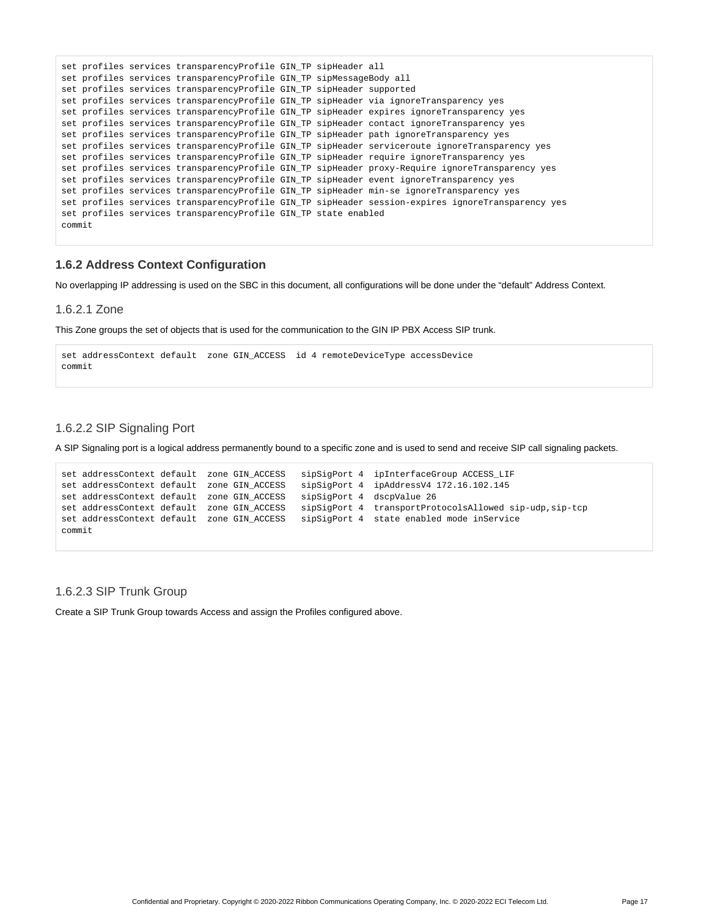```
set profiles services transparencyProfile GIN_TP sipHeader all
set profiles services transparencyProfile GIN_TP sipMessageBody all
set profiles services transparencyProfile GIN_TP sipHeader supported
set profiles services transparencyProfile GIN_TP sipHeader via ignoreTransparency yes
set profiles services transparencyProfile GIN_TP sipHeader expires ignoreTransparency yes
set profiles services transparencyProfile GIN_TP sipHeader contact ignoreTransparency yes
set profiles services transparencyProfile GIN_TP sipHeader path ignoreTransparency yes
set profiles services transparencyProfile GIN_TP sipHeader serviceroute ignoreTransparency yes
set profiles services transparencyProfile GIN_TP sipHeader require ignoreTransparency yes
set profiles services transparencyProfile GIN_TP sipHeader proxy-Require ignoreTransparency yes
set profiles services transparencyProfile GIN_TP sipHeader event ignoreTransparency yes
set profiles services transparencyProfile GIN_TP sipHeader min-se ignoreTransparency yes
set profiles services transparencyProfile GIN_TP sipHeader session-expires ignoreTransparency yes
set profiles services transparencyProfile GIN_TP state enabled
commit
```

### 1.6.2 Address Context Configuration

No overlapping IP addressing is used on the SBC in this document, all configurations will be done under the "default" Address Context.

#### 1.6.2.1 Zone

This Zone groups the set of objects that is used for the communication to the GIN IP PBX Access SIP trunk.

```
set addressContext default  zone GIN_ACCESS  id 4 remoteDeviceType accessDevice
commit
```

#### 1.6.2.2 SIP Signaling Port

A SIP Signaling port is a logical address permanently bound to a specific zone and is used to send and receive SIP call signaling packets.

```
set addressContext default  zone GIN_ACCESS   sipSigPort 4  ipInterfaceGroup ACCESS_LIF
set addressContext default  zone GIN_ACCESS   sipSigPort 4  ipAddressV4 172.16.102.145
set addressContext default  zone GIN_ACCESS   sipSigPort 4  dscpValue 26
set addressContext default  zone GIN_ACCESS   sipSigPort 4  transportProtocolsAllowed sip-udp,sip-tcp
set addressContext default  zone GIN_ACCESS   sipSigPort 4  state enabled mode inService
commit
```

#### 1.6.2.3 SIP Trunk Group

Create a SIP Trunk Group towards Access and assign the Profiles configured above.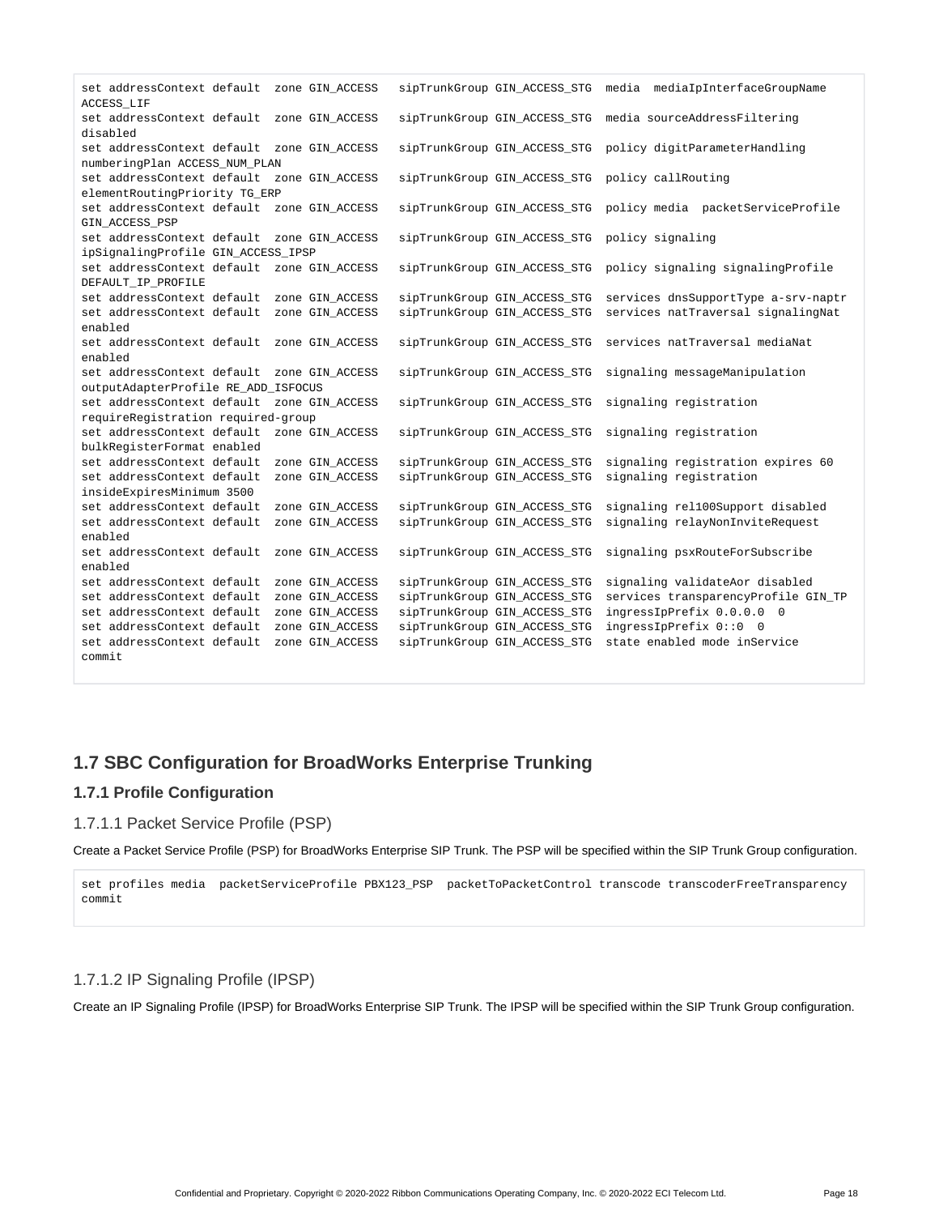```
set addressContext default  zone GIN_ACCESS   sipTrunkGroup GIN_ACCESS_STG  media  mediaIpInterfaceGroupName
ACCESS_LIF
set addressContext default  zone GIN_ACCESS   sipTrunkGroup GIN_ACCESS_STG  media sourceAddressFiltering
disabled
set addressContext default  zone GIN_ACCESS   sipTrunkGroup GIN_ACCESS_STG  policy digitParameterHandling
numberingPlan ACCESS_NUM_PLAN
set addressContext default  zone GIN_ACCESS   sipTrunkGroup GIN_ACCESS_STG  policy callRouting
elementRoutingPriority TG_ERP
set addressContext default  zone GIN_ACCESS   sipTrunkGroup GIN_ACCESS_STG  policy media  packetServiceProfile
GIN_ACCESS_PSP
set addressContext default  zone GIN_ACCESS   sipTrunkGroup GIN_ACCESS_STG  policy signaling
ipSignalingProfile GIN_ACCESS_IPSP
set addressContext default  zone GIN_ACCESS   sipTrunkGroup GIN_ACCESS_STG  policy signaling signalingProfile
DEFAULT_IP_PROFILE
set addressContext default  zone GIN_ACCESS   sipTrunkGroup GIN_ACCESS_STG  services dnsSupportType a-srv-naptr
set addressContext default  zone GIN_ACCESS   sipTrunkGroup GIN_ACCESS_STG  services natTraversal signalingNat
enabled
set addressContext default  zone GIN_ACCESS   sipTrunkGroup GIN_ACCESS_STG  services natTraversal mediaNat
enabled
set addressContext default  zone GIN_ACCESS   sipTrunkGroup GIN_ACCESS_STG  signaling messageManipulation
outputAdapterProfile RE_ADD_ISFOCUS
set addressContext default  zone GIN_ACCESS   sipTrunkGroup GIN_ACCESS_STG  signaling registration
requireRegistration required-group
set addressContext default  zone GIN_ACCESS   sipTrunkGroup GIN_ACCESS_STG  signaling registration
bulkRegisterFormat enabled
set addressContext default  zone GIN_ACCESS   sipTrunkGroup GIN_ACCESS_STG  signaling registration expires 60
set addressContext default  zone GIN_ACCESS   sipTrunkGroup GIN_ACCESS_STG  signaling registration
insideExpiresMinimum 3500
set addressContext default  zone GIN_ACCESS   sipTrunkGroup GIN_ACCESS_STG  signaling rel100Support disabled
set addressContext default  zone GIN_ACCESS   sipTrunkGroup GIN_ACCESS_STG  signaling relayNonInviteRequest
enabled
set addressContext default  zone GIN_ACCESS   sipTrunkGroup GIN_ACCESS_STG  signaling psxRouteForSubscribe
enabled
set addressContext default  zone GIN_ACCESS   sipTrunkGroup GIN_ACCESS_STG  signaling validateAor disabled
set addressContext default  zone GIN_ACCESS   sipTrunkGroup GIN_ACCESS_STG  services transparencyProfile GIN_TP
set addressContext default  zone GIN_ACCESS   sipTrunkGroup GIN_ACCESS_STG  ingressIpPrefix 0.0.0.0  0
set addressContext default  zone GIN_ACCESS   sipTrunkGroup GIN_ACCESS_STG  ingressIpPrefix 0::0  0
set addressContext default  zone GIN_ACCESS   sipTrunkGroup GIN_ACCESS_STG  state enabled mode inService
commit
```

## 1.7 SBC Configuration for BroadWorks Enterprise Trunking

### 1.7.1 Profile Configuration

#### 1.7.1.1 Packet Service Profile (PSP)

Create a Packet Service Profile (PSP) for BroadWorks Enterprise SIP Trunk. The PSP will be specified within the SIP Trunk Group configuration.

```
set profiles media  packetServiceProfile PBX123_PSP  packetToPacketControl transcode transcoderFreeTransparency
commit
```

#### 1.7.1.2 IP Signaling Profile (IPSP)

Create an IP Signaling Profile (IPSP) for BroadWorks Enterprise SIP Trunk. The IPSP will be specified within the SIP Trunk Group configuration.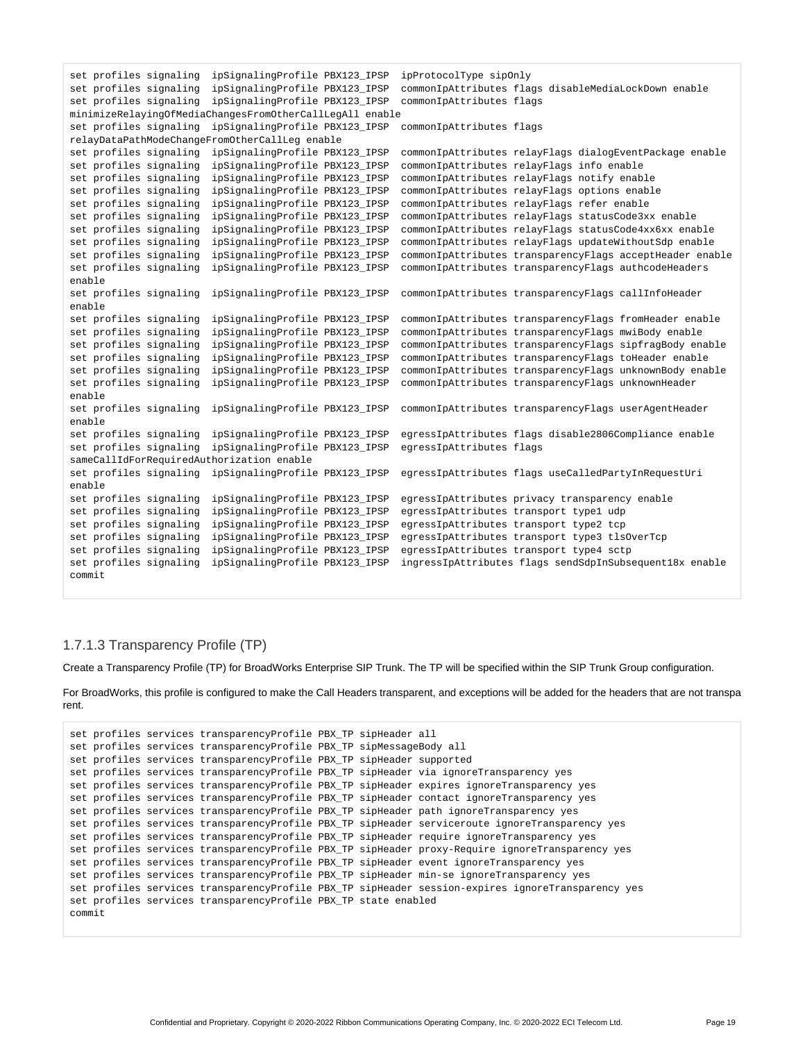```
set profiles signaling  ipSignalingProfile PBX123_IPSP  ipProtocolType sipOnly
set profiles signaling  ipSignalingProfile PBX123_IPSP  commonIpAttributes flags disableMediaLockDown enable
set profiles signaling  ipSignalingProfile PBX123_IPSP  commonIpAttributes flags
minimizeRelayingOfMediaChangesFromOtherCallLegAll enable
set profiles signaling  ipSignalingProfile PBX123_IPSP  commonIpAttributes flags
relayDataPathModeChangeFromOtherCallLeg enable
set profiles signaling  ipSignalingProfile PBX123_IPSP  commonIpAttributes relayFlags dialogEventPackage enable
set profiles signaling  ipSignalingProfile PBX123_IPSP  commonIpAttributes relayFlags info enable
set profiles signaling  ipSignalingProfile PBX123_IPSP  commonIpAttributes relayFlags notify enable
set profiles signaling  ipSignalingProfile PBX123_IPSP  commonIpAttributes relayFlags options enable
set profiles signaling  ipSignalingProfile PBX123_IPSP  commonIpAttributes relayFlags refer enable
set profiles signaling  ipSignalingProfile PBX123_IPSP  commonIpAttributes relayFlags statusCode3xx enable
set profiles signaling  ipSignalingProfile PBX123_IPSP  commonIpAttributes relayFlags statusCode4xx6xx enable
set profiles signaling  ipSignalingProfile PBX123_IPSP  commonIpAttributes relayFlags updateWithoutSdp enable
set profiles signaling  ipSignalingProfile PBX123_IPSP  commonIpAttributes transparencyFlags acceptHeader enable
set profiles signaling  ipSignalingProfile PBX123_IPSP  commonIpAttributes transparencyFlags authcodeHeaders
enable
set profiles signaling  ipSignalingProfile PBX123_IPSP  commonIpAttributes transparencyFlags callInfoHeader
enable
set profiles signaling  ipSignalingProfile PBX123_IPSP  commonIpAttributes transparencyFlags fromHeader enable
set profiles signaling  ipSignalingProfile PBX123_IPSP  commonIpAttributes transparencyFlags mwiBody enable
set profiles signaling  ipSignalingProfile PBX123_IPSP  commonIpAttributes transparencyFlags sipfragBody enable
set profiles signaling  ipSignalingProfile PBX123_IPSP  commonIpAttributes transparencyFlags toHeader enable
set profiles signaling  ipSignalingProfile PBX123_IPSP  commonIpAttributes transparencyFlags unknownBody enable
set profiles signaling  ipSignalingProfile PBX123_IPSP  commonIpAttributes transparencyFlags unknownHeader
enable
set profiles signaling  ipSignalingProfile PBX123_IPSP  commonIpAttributes transparencyFlags userAgentHeader
enable
set profiles signaling  ipSignalingProfile PBX123_IPSP  egressIpAttributes flags disable2806Compliance enable
set profiles signaling  ipSignalingProfile PBX123_IPSP  egressIpAttributes flags
sameCallIdForRequiredAuthorization enable
set profiles signaling  ipSignalingProfile PBX123_IPSP  egressIpAttributes flags useCalledPartyInRequestUri
enable
set profiles signaling  ipSignalingProfile PBX123_IPSP  egressIpAttributes privacy transparency enable
set profiles signaling  ipSignalingProfile PBX123_IPSP  egressIpAttributes transport type1 udp
set profiles signaling  ipSignalingProfile PBX123_IPSP  egressIpAttributes transport type2 tcp
set profiles signaling  ipSignalingProfile PBX123_IPSP  egressIpAttributes transport type3 tlsOverTcp
set profiles signaling  ipSignalingProfile PBX123_IPSP  egressIpAttributes transport type4 sctp
set profiles signaling  ipSignalingProfile PBX123_IPSP  ingressIpAttributes flags sendSdpInSubsequent18x enable
commit
```

### 1.7.1.3 Transparency Profile (TP)

Create a Transparency Profile (TP) for BroadWorks Enterprise SIP Trunk. The TP will be specified within the SIP Trunk Group configuration.

For BroadWorks, this profile is configured to make the Call Headers transparent, and exceptions will be added for the headers that are not transparent.

```
set profiles services transparencyProfile PBX_TP sipHeader all
set profiles services transparencyProfile PBX_TP sipMessageBody all
set profiles services transparencyProfile PBX_TP sipHeader supported
set profiles services transparencyProfile PBX_TP sipHeader via ignoreTransparency yes
set profiles services transparencyProfile PBX_TP sipHeader expires ignoreTransparency yes
set profiles services transparencyProfile PBX_TP sipHeader contact ignoreTransparency yes
set profiles services transparencyProfile PBX_TP sipHeader path ignoreTransparency yes
set profiles services transparencyProfile PBX_TP sipHeader serviceroute ignoreTransparency yes
set profiles services transparencyProfile PBX_TP sipHeader require ignoreTransparency yes
set profiles services transparencyProfile PBX_TP sipHeader proxy-Require ignoreTransparency yes
set profiles services transparencyProfile PBX_TP sipHeader event ignoreTransparency yes
set profiles services transparencyProfile PBX_TP sipHeader min-se ignoreTransparency yes
set profiles services transparencyProfile PBX_TP sipHeader session-expires ignoreTransparency yes
set profiles services transparencyProfile PBX_TP state enabled
commit
```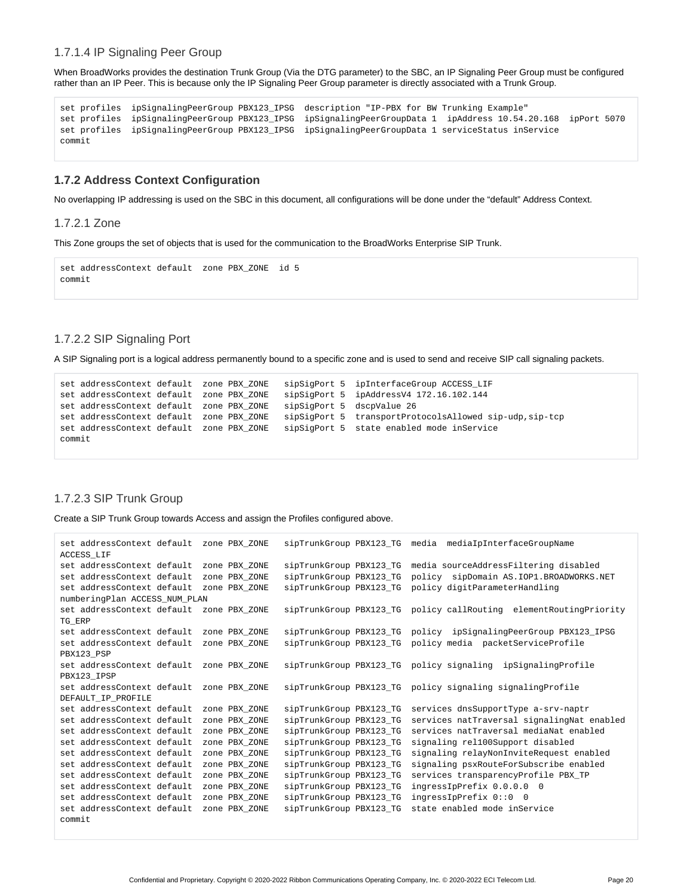### 1.7.1.4 IP Signaling Peer Group

When BroadWorks provides the destination Trunk Group (Via the DTG parameter) to the SBC, an IP Signaling Peer Group must be configured rather than an IP Peer. This is because only the IP Signaling Peer Group parameter is directly associated with a Trunk Group.

```
set profiles  ipSignalingPeerGroup PBX123_IPSG  description "IP-PBX for BW Trunking Example"
set profiles  ipSignalingPeerGroup PBX123_IPSG  ipSignalingPeerGroupData 1  ipAddress 10.54.20.168  ipPort 5070
set profiles  ipSignalingPeerGroup PBX123_IPSG  ipSignalingPeerGroupData 1 serviceStatus inService
commit
```

## 1.7.2 Address Context Configuration

No overlapping IP addressing is used on the SBC in this document, all configurations will be done under the “default” Address Context.

### 1.7.2.1 Zone

This Zone groups the set of objects that is used for the communication to the BroadWorks Enterprise SIP Trunk.

```
set addressContext default  zone PBX_ZONE  id 5
commit
```

### 1.7.2.2 SIP Signaling Port

A SIP Signaling port is a logical address permanently bound to a specific zone and is used to send and receive SIP call signaling packets.

```
set addressContext default  zone PBX_ZONE   sipSigPort 5  ipInterfaceGroup ACCESS_LIF
set addressContext default  zone PBX_ZONE   sipSigPort 5  ipAddressV4 172.16.102.144
set addressContext default  zone PBX_ZONE   sipSigPort 5  dscpValue 26
set addressContext default  zone PBX_ZONE   sipSigPort 5  transportProtocolsAllowed sip-udp,sip-tcp
set addressContext default  zone PBX_ZONE   sipSigPort 5  state enabled mode inService
commit
```

### 1.7.2.3 SIP Trunk Group

Create a SIP Trunk Group towards Access and assign the Profiles configured above.

```
set addressContext default  zone PBX_ZONE   sipTrunkGroup PBX123_TG  media  mediaIpInterfaceGroupName
ACCESS_LIF
set addressContext default  zone PBX_ZONE   sipTrunkGroup PBX123_TG  media sourceAddressFiltering disabled
set addressContext default  zone PBX_ZONE   sipTrunkGroup PBX123_TG  policy  sipDomain AS.IOP1.BROADWORKS.NET
set addressContext default  zone PBX_ZONE   sipTrunkGroup PBX123_TG  policy digitParameterHandling
numberingPlan ACCESS_NUM_PLAN
set addressContext default  zone PBX_ZONE   sipTrunkGroup PBX123_TG  policy callRouting  elementRoutingPriority
TG_ERP
set addressContext default  zone PBX_ZONE   sipTrunkGroup PBX123_TG  policy  ipSignalingPeerGroup PBX123_IPSG
set addressContext default  zone PBX_ZONE   sipTrunkGroup PBX123_TG  policy media  packetServiceProfile
PBX123_PSP
set addressContext default  zone PBX_ZONE   sipTrunkGroup PBX123_TG  policy signaling  ipSignalingProfile
PBX123_IPSP
set addressContext default  zone PBX_ZONE   sipTrunkGroup PBX123_TG  policy signaling signalingProfile
DEFAULT_IP_PROFILE
set addressContext default  zone PBX_ZONE   sipTrunkGroup PBX123_TG  services dnsSupportType a-srv-naptr
set addressContext default  zone PBX_ZONE   sipTrunkGroup PBX123_TG  services natTraversal signalingNat enabled
set addressContext default  zone PBX_ZONE   sipTrunkGroup PBX123_TG  services natTraversal mediaNat enabled
set addressContext default  zone PBX_ZONE   sipTrunkGroup PBX123_TG  signaling rel100Support disabled
set addressContext default  zone PBX_ZONE   sipTrunkGroup PBX123_TG  signaling relayNonInviteRequest enabled
set addressContext default  zone PBX_ZONE   sipTrunkGroup PBX123_TG  signaling psxRouteForSubscribe enabled
set addressContext default  zone PBX_ZONE   sipTrunkGroup PBX123_TG  services transparencyProfile PBX_TP
set addressContext default  zone PBX_ZONE   sipTrunkGroup PBX123_TG  ingressIpPrefix 0.0.0.0  0
set addressContext default  zone PBX_ZONE   sipTrunkGroup PBX123_TG  ingressIpPrefix 0::0  0
set addressContext default  zone PBX_ZONE   sipTrunkGroup PBX123_TG  state enabled mode inService
commit
```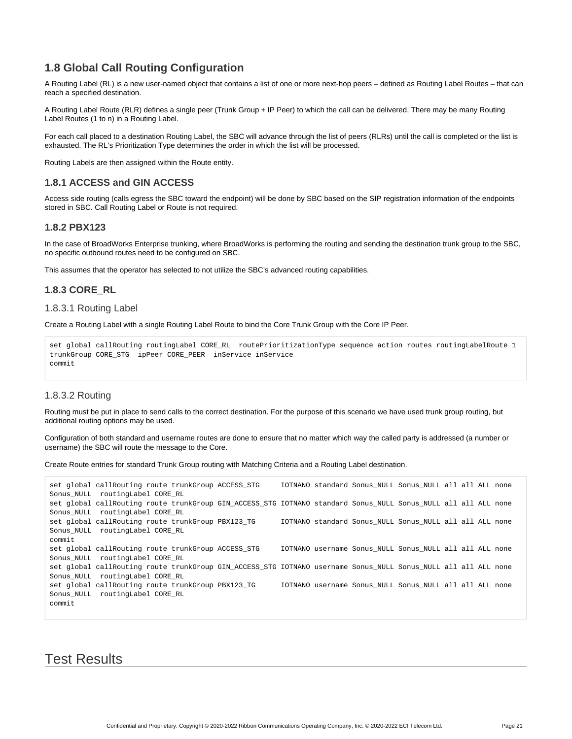## 1.8 Global Call Routing Configuration

A Routing Label (RL) is a new user-named object that contains a list of one or more next-hop peers – defined as Routing Label Routes – that can reach a specified destination.

A Routing Label Route (RLR) defines a single peer (Trunk Group + IP Peer) to which the call can be delivered. There may be many Routing Label Routes (1 to n) in a Routing Label.

For each call placed to a destination Routing Label, the SBC will advance through the list of peers (RLRs) until the call is completed or the list is exhausted. The RL's Prioritization Type determines the order in which the list will be processed.

Routing Labels are then assigned within the Route entity.

### 1.8.1 ACCESS and GIN ACCESS

Access side routing (calls egress the SBC toward the endpoint) will be done by SBC based on the SIP registration information of the endpoints stored in SBC. Call Routing Label or Route is not required.

### 1.8.2 PBX123

In the case of BroadWorks Enterprise trunking, where BroadWorks is performing the routing and sending the destination trunk group to the SBC, no specific outbound routes need to be configured on SBC.

This assumes that the operator has selected to not utilize the SBC's advanced routing capabilities.

### 1.8.3 CORE_RL

#### 1.8.3.1 Routing Label

Create a Routing Label with a single Routing Label Route to bind the Core Trunk Group with the Core IP Peer.

```
set global callRouting routingLabel CORE_RL  routePrioritizationType sequence action routes routingLabelRoute 1
trunkGroup CORE_STG  ipPeer CORE_PEER  inService inService
commit
```

#### 1.8.3.2 Routing

Routing must be put in place to send calls to the correct destination. For the purpose of this scenario we have used trunk group routing, but additional routing options may be used.

Configuration of both standard and username routes are done to ensure that no matter which way the called party is addressed (a number or username) the SBC will route the message to the Core.

Create Route entries for standard Trunk Group routing with Matching Criteria and a Routing Label destination.

```
set global callRouting route trunkGroup ACCESS_STG     IOTNANO standard Sonus_NULL Sonus_NULL all all ALL none
Sonus_NULL  routingLabel CORE_RL
set global callRouting route trunkGroup GIN_ACCESS_STG IOTNANO standard Sonus_NULL Sonus_NULL all all ALL none
Sonus_NULL  routingLabel CORE_RL
set global callRouting route trunkGroup PBX123_TG      IOTNANO standard Sonus_NULL Sonus_NULL all all ALL none
Sonus_NULL  routingLabel CORE_RL
commit
set global callRouting route trunkGroup ACCESS_STG     IOTNANO username Sonus_NULL Sonus_NULL all all ALL none
Sonus_NULL  routingLabel CORE_RL
set global callRouting route trunkGroup GIN_ACCESS_STG IOTNANO username Sonus_NULL Sonus_NULL all all ALL none
Sonus_NULL  routingLabel CORE_RL
set global callRouting route trunkGroup PBX123_TG      IOTNANO username Sonus_NULL Sonus_NULL all all ALL none
Sonus_NULL  routingLabel CORE_RL
commit
```

# Test Results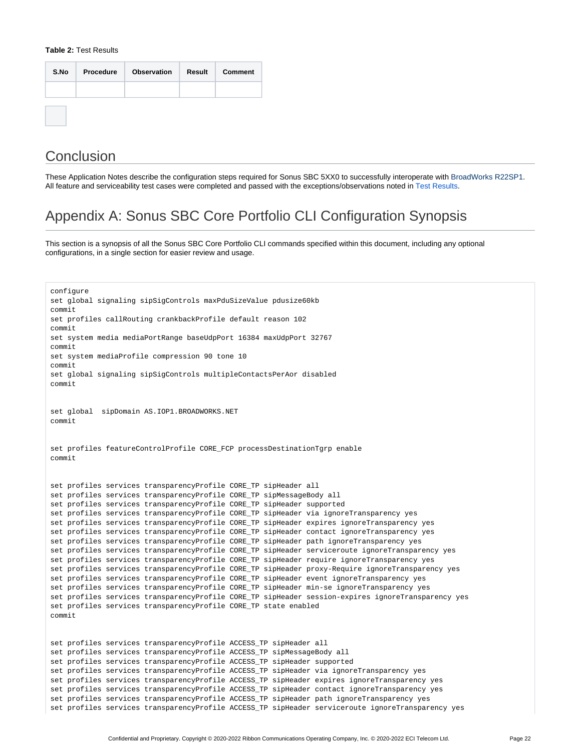**Table 2:** Test Results

| S.No | Procedure | Observation | Result | Comment |
| --- | --- | --- | --- | --- |
| | | | | |

## Conclusion

These Application Notes describe the configuration steps required for Sonus SBC 5XX0 to successfully interoperate with BroadWorks R22SP1. All feature and serviceability test cases were completed and passed with the exceptions/observations noted in Test Results.

## Appendix A: Sonus SBC Core Portfolio CLI Configuration Synopsis

This section is a synopsis of all the Sonus SBC Core Portfolio CLI commands specified within this document, including any optional configurations, in a single section for easier review and usage.

```
configure
set global signaling sipSigControls maxPduSizeValue pdusize60kb
commit
set profiles callRouting crankbackProfile default reason 102
commit
set system media mediaPortRange baseUdpPort 16384 maxUdpPort 32767
commit
set system mediaProfile compression 90 tone 10
commit
set global signaling sipSigControls multipleContactsPerAor disabled
commit


set global  sipDomain AS.IOP1.BROADWORKS.NET
commit


set profiles featureControlProfile CORE_FCP processDestinationTgrp enable
commit


set profiles services transparencyProfile CORE_TP sipHeader all
set profiles services transparencyProfile CORE_TP sipMessageBody all
set profiles services transparencyProfile CORE_TP sipHeader supported
set profiles services transparencyProfile CORE_TP sipHeader via ignoreTransparency yes
set profiles services transparencyProfile CORE_TP sipHeader expires ignoreTransparency yes
set profiles services transparencyProfile CORE_TP sipHeader contact ignoreTransparency yes
set profiles services transparencyProfile CORE_TP sipHeader path ignoreTransparency yes
set profiles services transparencyProfile CORE_TP sipHeader serviceroute ignoreTransparency yes
set profiles services transparencyProfile CORE_TP sipHeader require ignoreTransparency yes
set profiles services transparencyProfile CORE_TP sipHeader proxy-Require ignoreTransparency yes
set profiles services transparencyProfile CORE_TP sipHeader event ignoreTransparency yes
set profiles services transparencyProfile CORE_TP sipHeader min-se ignoreTransparency yes
set profiles services transparencyProfile CORE_TP sipHeader session-expires ignoreTransparency yes
set profiles services transparencyProfile CORE_TP state enabled
commit


set profiles services transparencyProfile ACCESS_TP sipHeader all
set profiles services transparencyProfile ACCESS_TP sipMessageBody all
set profiles services transparencyProfile ACCESS_TP sipHeader supported
set profiles services transparencyProfile ACCESS_TP sipHeader via ignoreTransparency yes
set profiles services transparencyProfile ACCESS_TP sipHeader expires ignoreTransparency yes
set profiles services transparencyProfile ACCESS_TP sipHeader contact ignoreTransparency yes
set profiles services transparencyProfile ACCESS_TP sipHeader path ignoreTransparency yes
set profiles services transparencyProfile ACCESS_TP sipHeader serviceroute ignoreTransparency yes
```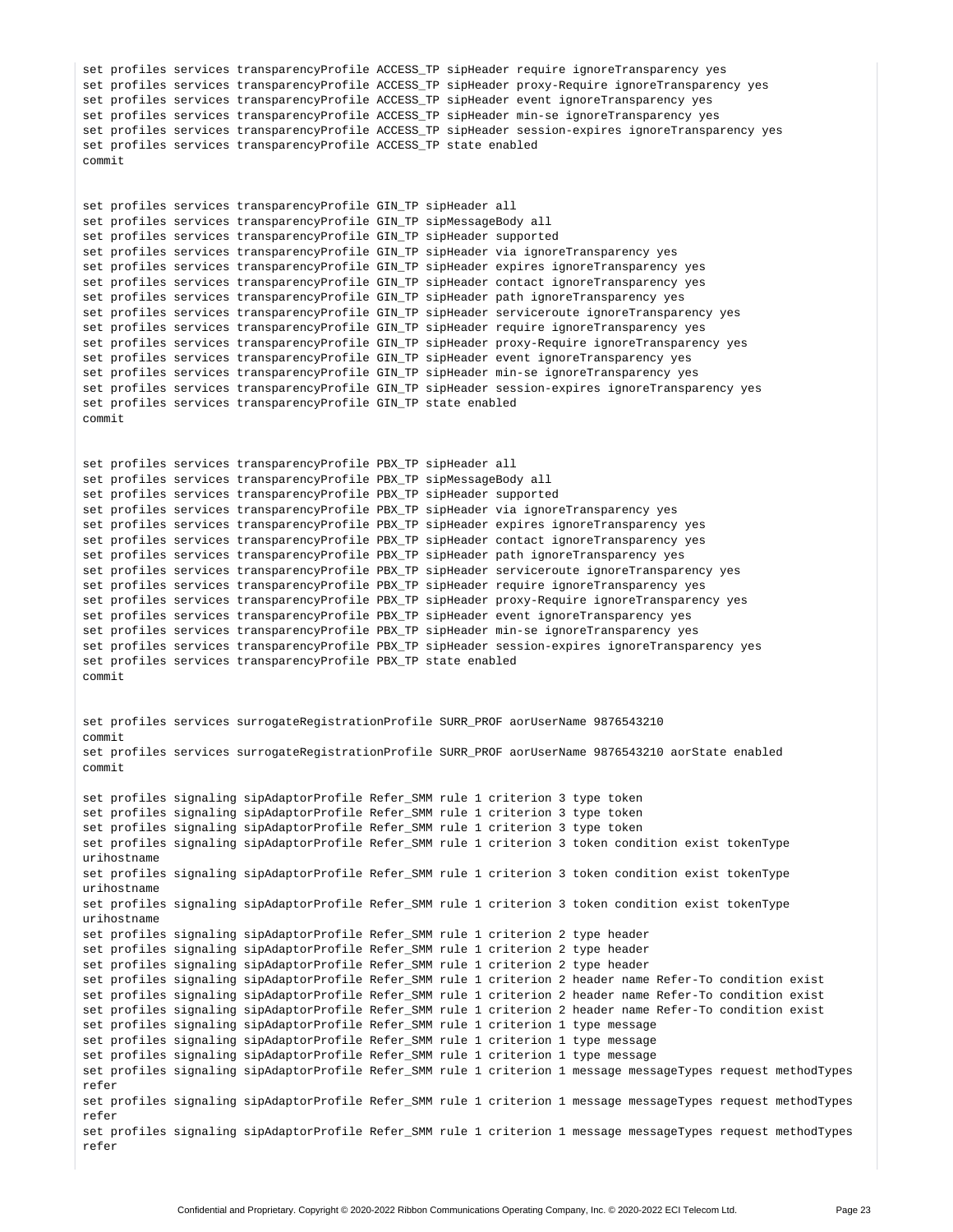```
set profiles services transparencyProfile ACCESS_TP sipHeader require ignoreTransparency yes
set profiles services transparencyProfile ACCESS_TP sipHeader proxy-Require ignoreTransparency yes
set profiles services transparencyProfile ACCESS_TP sipHeader event ignoreTransparency yes
set profiles services transparencyProfile ACCESS_TP sipHeader min-se ignoreTransparency yes
set profiles services transparencyProfile ACCESS_TP sipHeader session-expires ignoreTransparency yes
set profiles services transparencyProfile ACCESS_TP state enabled
commit


set profiles services transparencyProfile GIN_TP sipHeader all
set profiles services transparencyProfile GIN_TP sipMessageBody all
set profiles services transparencyProfile GIN_TP sipHeader supported
set profiles services transparencyProfile GIN_TP sipHeader via ignoreTransparency yes
set profiles services transparencyProfile GIN_TP sipHeader expires ignoreTransparency yes
set profiles services transparencyProfile GIN_TP sipHeader contact ignoreTransparency yes
set profiles services transparencyProfile GIN_TP sipHeader path ignoreTransparency yes
set profiles services transparencyProfile GIN_TP sipHeader serviceroute ignoreTransparency yes
set profiles services transparencyProfile GIN_TP sipHeader require ignoreTransparency yes
set profiles services transparencyProfile GIN_TP sipHeader proxy-Require ignoreTransparency yes
set profiles services transparencyProfile GIN_TP sipHeader event ignoreTransparency yes
set profiles services transparencyProfile GIN_TP sipHeader min-se ignoreTransparency yes
set profiles services transparencyProfile GIN_TP sipHeader session-expires ignoreTransparency yes
set profiles services transparencyProfile GIN_TP state enabled
commit


set profiles services transparencyProfile PBX_TP sipHeader all
set profiles services transparencyProfile PBX_TP sipMessageBody all
set profiles services transparencyProfile PBX_TP sipHeader supported
set profiles services transparencyProfile PBX_TP sipHeader via ignoreTransparency yes
set profiles services transparencyProfile PBX_TP sipHeader expires ignoreTransparency yes
set profiles services transparencyProfile PBX_TP sipHeader contact ignoreTransparency yes
set profiles services transparencyProfile PBX_TP sipHeader path ignoreTransparency yes
set profiles services transparencyProfile PBX_TP sipHeader serviceroute ignoreTransparency yes
set profiles services transparencyProfile PBX_TP sipHeader require ignoreTransparency yes
set profiles services transparencyProfile PBX_TP sipHeader proxy-Require ignoreTransparency yes
set profiles services transparencyProfile PBX_TP sipHeader event ignoreTransparency yes
set profiles services transparencyProfile PBX_TP sipHeader min-se ignoreTransparency yes
set profiles services transparencyProfile PBX_TP sipHeader session-expires ignoreTransparency yes
set profiles services transparencyProfile PBX_TP state enabled
commit


set profiles services surrogateRegistrationProfile SURR_PROF aorUserName 9876543210
commit
set profiles services surrogateRegistrationProfile SURR_PROF aorUserName 9876543210 aorState enabled
commit

set profiles signaling sipAdaptorProfile Refer_SMM rule 1 criterion 3 type token
set profiles signaling sipAdaptorProfile Refer_SMM rule 1 criterion 3 type token
set profiles signaling sipAdaptorProfile Refer_SMM rule 1 criterion 3 type token
set profiles signaling sipAdaptorProfile Refer_SMM rule 1 criterion 3 token condition exist tokenType 
urihostname
set profiles signaling sipAdaptorProfile Refer_SMM rule 1 criterion 3 token condition exist tokenType 
urihostname
set profiles signaling sipAdaptorProfile Refer_SMM rule 1 criterion 3 token condition exist tokenType 
urihostname
set profiles signaling sipAdaptorProfile Refer_SMM rule 1 criterion 2 type header
set profiles signaling sipAdaptorProfile Refer_SMM rule 1 criterion 2 type header
set profiles signaling sipAdaptorProfile Refer_SMM rule 1 criterion 2 type header
set profiles signaling sipAdaptorProfile Refer_SMM rule 1 criterion 2 header name Refer-To condition exist
set profiles signaling sipAdaptorProfile Refer_SMM rule 1 criterion 2 header name Refer-To condition exist
set profiles signaling sipAdaptorProfile Refer_SMM rule 1 criterion 2 header name Refer-To condition exist
set profiles signaling sipAdaptorProfile Refer_SMM rule 1 criterion 1 type message
set profiles signaling sipAdaptorProfile Refer_SMM rule 1 criterion 1 type message
set profiles signaling sipAdaptorProfile Refer_SMM rule 1 criterion 1 type message
set profiles signaling sipAdaptorProfile Refer_SMM rule 1 criterion 1 message messageTypes request methodTypes 
refer
set profiles signaling sipAdaptorProfile Refer_SMM rule 1 criterion 1 message messageTypes request methodTypes 
refer
set profiles signaling sipAdaptorProfile Refer_SMM rule 1 criterion 1 message messageTypes request methodTypes 
refer
```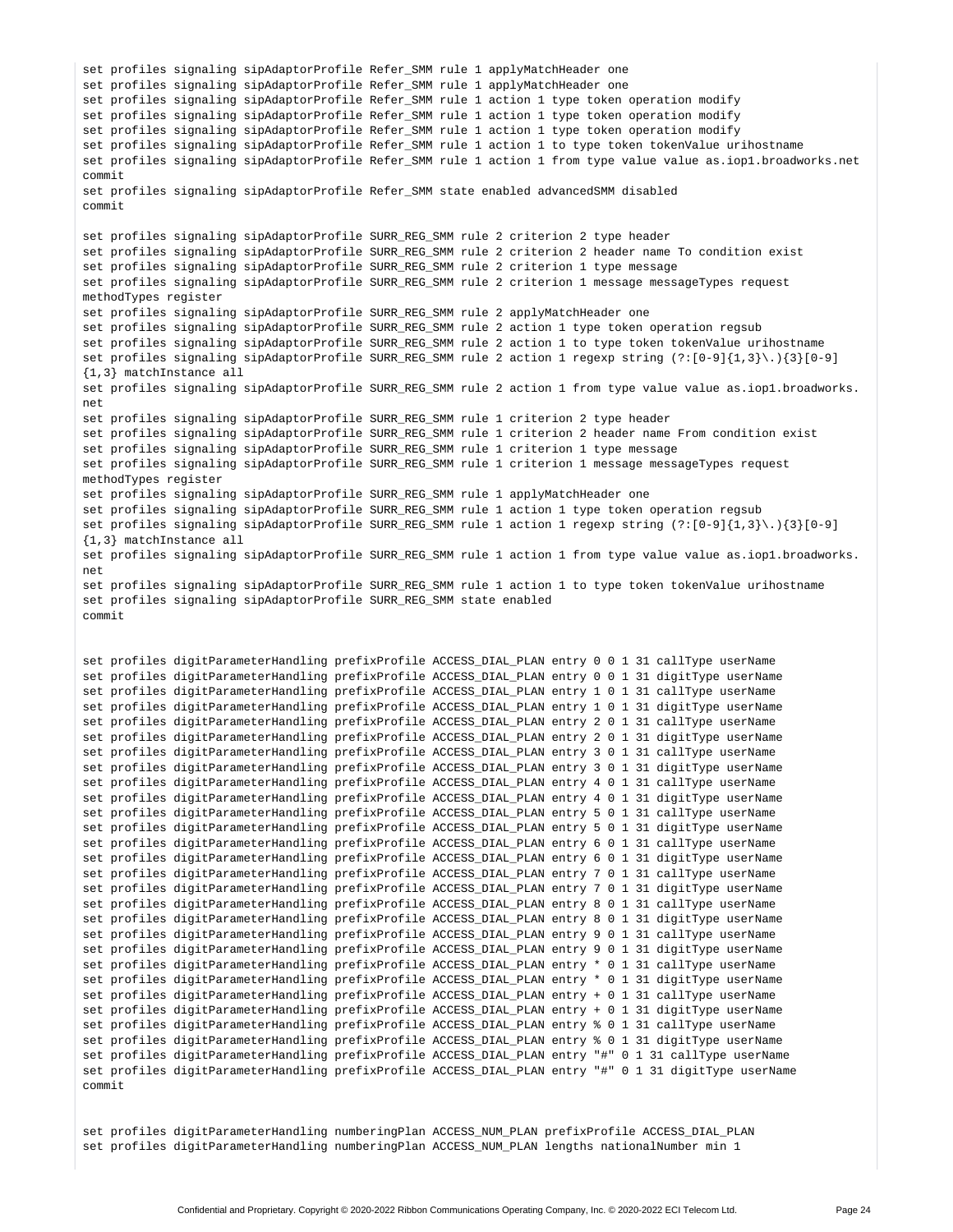```
set profiles signaling sipAdaptorProfile Refer_SMM rule 1 applyMatchHeader one
set profiles signaling sipAdaptorProfile Refer_SMM rule 1 applyMatchHeader one
set profiles signaling sipAdaptorProfile Refer_SMM rule 1 action 1 type token operation modify
set profiles signaling sipAdaptorProfile Refer_SMM rule 1 action 1 type token operation modify
set profiles signaling sipAdaptorProfile Refer_SMM rule 1 action 1 type token operation modify
set profiles signaling sipAdaptorProfile Refer_SMM rule 1 action 1 to type token tokenValue urihostname
set profiles signaling sipAdaptorProfile Refer_SMM rule 1 action 1 from type value value as.iop1.broadworks.net
commit
set profiles signaling sipAdaptorProfile Refer_SMM state enabled advancedSMM disabled
commit

set profiles signaling sipAdaptorProfile SURR_REG_SMM rule 2 criterion 2 type header
set profiles signaling sipAdaptorProfile SURR_REG_SMM rule 2 criterion 2 header name To condition exist
set profiles signaling sipAdaptorProfile SURR_REG_SMM rule 2 criterion 1 type message
set profiles signaling sipAdaptorProfile SURR_REG_SMM rule 2 criterion 1 message messageTypes request
methodTypes register
set profiles signaling sipAdaptorProfile SURR_REG_SMM rule 2 applyMatchHeader one
set profiles signaling sipAdaptorProfile SURR_REG_SMM rule 2 action 1 type token operation regsub
set profiles signaling sipAdaptorProfile SURR_REG_SMM rule 2 action 1 to type token tokenValue urihostname
set profiles signaling sipAdaptorProfile SURR_REG_SMM rule 2 action 1 regexp string (?:[0-9]{1,3}\.){3}[0-9]
{1,3} matchInstance all
set profiles signaling sipAdaptorProfile SURR_REG_SMM rule 2 action 1 from type value value as.iop1.broadworks.
net
set profiles signaling sipAdaptorProfile SURR_REG_SMM rule 1 criterion 2 type header
set profiles signaling sipAdaptorProfile SURR_REG_SMM rule 1 criterion 2 header name From condition exist
set profiles signaling sipAdaptorProfile SURR_REG_SMM rule 1 criterion 1 type message
set profiles signaling sipAdaptorProfile SURR_REG_SMM rule 1 criterion 1 message messageTypes request
methodTypes register
set profiles signaling sipAdaptorProfile SURR_REG_SMM rule 1 applyMatchHeader one
set profiles signaling sipAdaptorProfile SURR_REG_SMM rule 1 action 1 type token operation regsub
set profiles signaling sipAdaptorProfile SURR_REG_SMM rule 1 action 1 regexp string (?:[0-9]{1,3}\.){3}[0-9]
{1,3} matchInstance all
set profiles signaling sipAdaptorProfile SURR_REG_SMM rule 1 action 1 from type value value as.iop1.broadworks.
net
set profiles signaling sipAdaptorProfile SURR_REG_SMM rule 1 action 1 to type token tokenValue urihostname
set profiles signaling sipAdaptorProfile SURR_REG_SMM state enabled
commit


set profiles digitParameterHandling prefixProfile ACCESS_DIAL_PLAN entry 0 0 1 31 callType userName
set profiles digitParameterHandling prefixProfile ACCESS_DIAL_PLAN entry 0 0 1 31 digitType userName
set profiles digitParameterHandling prefixProfile ACCESS_DIAL_PLAN entry 1 0 1 31 callType userName
set profiles digitParameterHandling prefixProfile ACCESS_DIAL_PLAN entry 1 0 1 31 digitType userName
set profiles digitParameterHandling prefixProfile ACCESS_DIAL_PLAN entry 2 0 1 31 callType userName
set profiles digitParameterHandling prefixProfile ACCESS_DIAL_PLAN entry 2 0 1 31 digitType userName
set profiles digitParameterHandling prefixProfile ACCESS_DIAL_PLAN entry 3 0 1 31 callType userName
set profiles digitParameterHandling prefixProfile ACCESS_DIAL_PLAN entry 3 0 1 31 digitType userName
set profiles digitParameterHandling prefixProfile ACCESS_DIAL_PLAN entry 4 0 1 31 callType userName
set profiles digitParameterHandling prefixProfile ACCESS_DIAL_PLAN entry 4 0 1 31 digitType userName
set profiles digitParameterHandling prefixProfile ACCESS_DIAL_PLAN entry 5 0 1 31 callType userName
set profiles digitParameterHandling prefixProfile ACCESS_DIAL_PLAN entry 5 0 1 31 digitType userName
set profiles digitParameterHandling prefixProfile ACCESS_DIAL_PLAN entry 6 0 1 31 callType userName
set profiles digitParameterHandling prefixProfile ACCESS_DIAL_PLAN entry 6 0 1 31 digitType userName
set profiles digitParameterHandling prefixProfile ACCESS_DIAL_PLAN entry 7 0 1 31 callType userName
set profiles digitParameterHandling prefixProfile ACCESS_DIAL_PLAN entry 7 0 1 31 digitType userName
set profiles digitParameterHandling prefixProfile ACCESS_DIAL_PLAN entry 8 0 1 31 callType userName
set profiles digitParameterHandling prefixProfile ACCESS_DIAL_PLAN entry 8 0 1 31 digitType userName
set profiles digitParameterHandling prefixProfile ACCESS_DIAL_PLAN entry 9 0 1 31 callType userName
set profiles digitParameterHandling prefixProfile ACCESS_DIAL_PLAN entry 9 0 1 31 digitType userName
set profiles digitParameterHandling prefixProfile ACCESS_DIAL_PLAN entry * 0 1 31 callType userName
set profiles digitParameterHandling prefixProfile ACCESS_DIAL_PLAN entry * 0 1 31 digitType userName
set profiles digitParameterHandling prefixProfile ACCESS_DIAL_PLAN entry + 0 1 31 callType userName
set profiles digitParameterHandling prefixProfile ACCESS_DIAL_PLAN entry + 0 1 31 digitType userName
set profiles digitParameterHandling prefixProfile ACCESS_DIAL_PLAN entry % 0 1 31 callType userName
set profiles digitParameterHandling prefixProfile ACCESS_DIAL_PLAN entry % 0 1 31 digitType userName
set profiles digitParameterHandling prefixProfile ACCESS_DIAL_PLAN entry "#" 0 1 31 callType userName
set profiles digitParameterHandling prefixProfile ACCESS_DIAL_PLAN entry "#" 0 1 31 digitType userName
commit


set profiles digitParameterHandling numberingPlan ACCESS_NUM_PLAN prefixProfile ACCESS_DIAL_PLAN
set profiles digitParameterHandling numberingPlan ACCESS_NUM_PLAN lengths nationalNumber min 1
```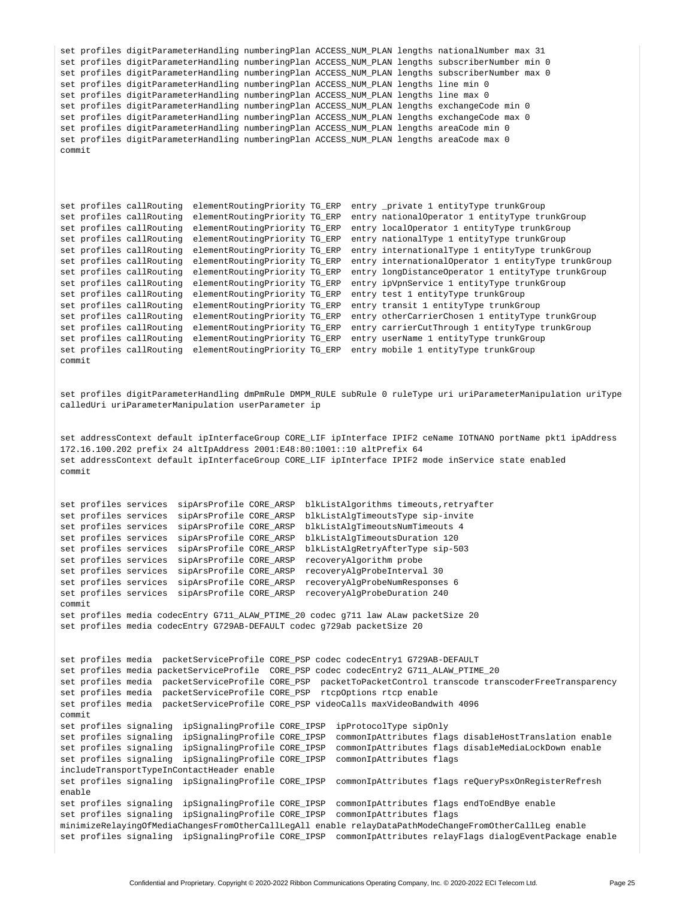```
set profiles digitParameterHandling numberingPlan ACCESS_NUM_PLAN lengths nationalNumber max 31
set profiles digitParameterHandling numberingPlan ACCESS_NUM_PLAN lengths subscriberNumber min 0
set profiles digitParameterHandling numberingPlan ACCESS_NUM_PLAN lengths subscriberNumber max 0
set profiles digitParameterHandling numberingPlan ACCESS_NUM_PLAN lengths line min 0
set profiles digitParameterHandling numberingPlan ACCESS_NUM_PLAN lengths line max 0
set profiles digitParameterHandling numberingPlan ACCESS_NUM_PLAN lengths exchangeCode min 0
set profiles digitParameterHandling numberingPlan ACCESS_NUM_PLAN lengths exchangeCode max 0
set profiles digitParameterHandling numberingPlan ACCESS_NUM_PLAN lengths areaCode min 0
set profiles digitParameterHandling numberingPlan ACCESS_NUM_PLAN lengths areaCode max 0
commit



set profiles callRouting  elementRoutingPriority TG_ERP  entry _private 1 entityType trunkGroup
set profiles callRouting  elementRoutingPriority TG_ERP  entry nationalOperator 1 entityType trunkGroup
set profiles callRouting  elementRoutingPriority TG_ERP  entry localOperator 1 entityType trunkGroup
set profiles callRouting  elementRoutingPriority TG_ERP  entry nationalType 1 entityType trunkGroup
set profiles callRouting  elementRoutingPriority TG_ERP  entry internationalType 1 entityType trunkGroup
set profiles callRouting  elementRoutingPriority TG_ERP  entry internationalOperator 1 entityType trunkGroup
set profiles callRouting  elementRoutingPriority TG_ERP  entry longDistanceOperator 1 entityType trunkGroup
set profiles callRouting  elementRoutingPriority TG_ERP  entry ipVpnService 1 entityType trunkGroup
set profiles callRouting  elementRoutingPriority TG_ERP  entry test 1 entityType trunkGroup
set profiles callRouting  elementRoutingPriority TG_ERP  entry transit 1 entityType trunkGroup
set profiles callRouting  elementRoutingPriority TG_ERP  entry otherCarrierChosen 1 entityType trunkGroup
set profiles callRouting  elementRoutingPriority TG_ERP  entry carrierCutThrough 1 entityType trunkGroup
set profiles callRouting  elementRoutingPriority TG_ERP  entry userName 1 entityType trunkGroup
set profiles callRouting  elementRoutingPriority TG_ERP  entry mobile 1 entityType trunkGroup
commit


set profiles digitParameterHandling dmPmRule DMPM_RULE subRule 0 ruleType uri uriParameterManipulation uriType
calledUri uriParameterManipulation userParameter ip


set addressContext default ipInterfaceGroup CORE_LIF ipInterface IPIF2 ceName IOTNANO portName pkt1 ipAddress
172.16.100.202 prefix 24 altIpAddress 2001:E48:80:1001::10 altPrefix 64
set addressContext default ipInterfaceGroup CORE_LIF ipInterface IPIF2 mode inService state enabled
commit


set profiles services  sipArsProfile CORE_ARSP  blkListAlgorithms timeouts,retryafter
set profiles services  sipArsProfile CORE_ARSP  blkListAlgTimeoutsType sip-invite
set profiles services  sipArsProfile CORE_ARSP  blkListAlgTimeoutsNumTimeouts 4
set profiles services  sipArsProfile CORE_ARSP  blkListAlgTimeoutsDuration 120
set profiles services  sipArsProfile CORE_ARSP  blkListAlgRetryAfterType sip-503
set profiles services  sipArsProfile CORE_ARSP  recoveryAlgorithm probe
set profiles services  sipArsProfile CORE_ARSP  recoveryAlgProbeInterval 30
set profiles services  sipArsProfile CORE_ARSP  recoveryAlgProbeNumResponses 6
set profiles services  sipArsProfile CORE_ARSP  recoveryAlgProbeDuration 240
commit
set profiles media codecEntry G711_ALAW_PTIME_20 codec g711 law ALaw packetSize 20
set profiles media codecEntry G729AB-DEFAULT codec g729ab packetSize 20


set profiles media  packetServiceProfile CORE_PSP codec codecEntry1 G729AB-DEFAULT
set profiles media packetServiceProfile  CORE_PSP codec codecEntry2 G711_ALAW_PTIME_20
set profiles media  packetServiceProfile CORE_PSP  packetToPacketControl transcode transcoderFreeTransparency
set profiles media  packetServiceProfile CORE_PSP  rtcpOptions rtcp enable
set profiles media  packetServiceProfile CORE_PSP videoCalls maxVideoBandwith 4096
commit
set profiles signaling  ipSignalingProfile CORE_IPSP  ipProtocolType sipOnly
set profiles signaling  ipSignalingProfile CORE_IPSP  commonIpAttributes flags disableHostTranslation enable
set profiles signaling  ipSignalingProfile CORE_IPSP  commonIpAttributes flags disableMediaLockDown enable
set profiles signaling  ipSignalingProfile CORE_IPSP  commonIpAttributes flags
includeTransportTypeInContactHeader enable
set profiles signaling  ipSignalingProfile CORE_IPSP  commonIpAttributes flags reQueryPsxOnRegisterRefresh
enable
set profiles signaling  ipSignalingProfile CORE_IPSP  commonIpAttributes flags endToEndBye enable
set profiles signaling  ipSignalingProfile CORE_IPSP  commonIpAttributes flags
minimizeRelayingOfMediaChangesFromOtherCallLegAll enable relayDataPathModeChangeFromOtherCallLeg enable
set profiles signaling  ipSignalingProfile CORE_IPSP  commonIpAttributes relayFlags dialogEventPackage enable
```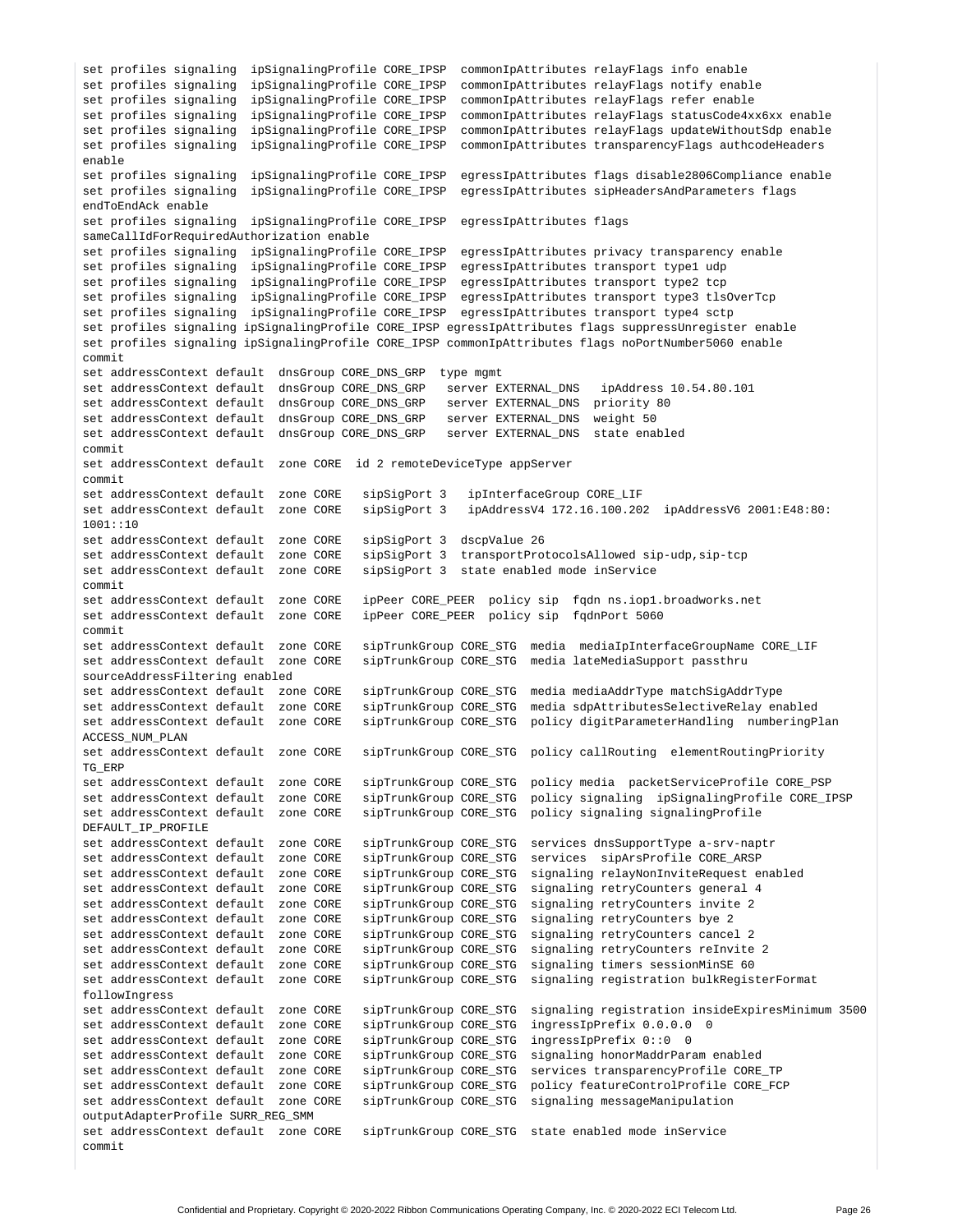```
set profiles signaling  ipSignalingProfile CORE_IPSP  commonIpAttributes relayFlags info enable
set profiles signaling  ipSignalingProfile CORE_IPSP  commonIpAttributes relayFlags notify enable
set profiles signaling  ipSignalingProfile CORE_IPSP  commonIpAttributes relayFlags refer enable
set profiles signaling  ipSignalingProfile CORE_IPSP  commonIpAttributes relayFlags statusCode4xx6xx enable
set profiles signaling  ipSignalingProfile CORE_IPSP  commonIpAttributes relayFlags updateWithoutSdp enable
set profiles signaling  ipSignalingProfile CORE_IPSP  commonIpAttributes transparencyFlags authcodeHeaders
enable
set profiles signaling  ipSignalingProfile CORE_IPSP  egressIpAttributes flags disable2806Compliance enable
set profiles signaling  ipSignalingProfile CORE_IPSP  egressIpAttributes sipHeadersAndParameters flags
endToEndAck enable
set profiles signaling  ipSignalingProfile CORE_IPSP  egressIpAttributes flags
sameCallIdForRequiredAuthorization enable
set profiles signaling  ipSignalingProfile CORE_IPSP  egressIpAttributes privacy transparency enable
set profiles signaling  ipSignalingProfile CORE_IPSP  egressIpAttributes transport type1 udp
set profiles signaling  ipSignalingProfile CORE_IPSP  egressIpAttributes transport type2 tcp
set profiles signaling  ipSignalingProfile CORE_IPSP  egressIpAttributes transport type3 tlsOverTcp
set profiles signaling  ipSignalingProfile CORE_IPSP  egressIpAttributes transport type4 sctp
set profiles signaling ipSignalingProfile CORE_IPSP egressIpAttributes flags suppressUnregister enable
set profiles signaling ipSignalingProfile CORE_IPSP commonIpAttributes flags noPortNumber5060 enable
commit
set addressContext default  dnsGroup CORE_DNS_GRP  type mgmt
set addressContext default  dnsGroup CORE_DNS_GRP   server EXTERNAL_DNS   ipAddress 10.54.80.101
set addressContext default  dnsGroup CORE_DNS_GRP   server EXTERNAL_DNS  priority 80
set addressContext default  dnsGroup CORE_DNS_GRP   server EXTERNAL_DNS  weight 50
set addressContext default  dnsGroup CORE_DNS_GRP   server EXTERNAL_DNS  state enabled
commit
set addressContext default  zone CORE  id 2 remoteDeviceType appServer
commit
set addressContext default  zone CORE   sipSigPort 3   ipInterfaceGroup CORE_LIF
set addressContext default  zone CORE   sipSigPort 3   ipAddressV4 172.16.100.202  ipAddressV6 2001:E48:80:
1001::10
set addressContext default  zone CORE   sipSigPort 3  dscpValue 26
set addressContext default  zone CORE   sipSigPort 3  transportProtocolsAllowed sip-udp,sip-tcp
set addressContext default  zone CORE   sipSigPort 3  state enabled mode inService
commit
set addressContext default  zone CORE   ipPeer CORE_PEER  policy sip  fqdn ns.iop1.broadworks.net
set addressContext default  zone CORE   ipPeer CORE_PEER  policy sip  fqdnPort 5060
commit
set addressContext default  zone CORE   sipTrunkGroup CORE_STG  media  mediaIpInterfaceGroupName CORE_LIF
set addressContext default  zone CORE   sipTrunkGroup CORE_STG  media lateMediaSupport passthru
sourceAddressFiltering enabled
set addressContext default  zone CORE   sipTrunkGroup CORE_STG  media mediaAddrType matchSigAddrType
set addressContext default  zone CORE   sipTrunkGroup CORE_STG  media sdpAttributesSelectiveRelay enabled
set addressContext default  zone CORE   sipTrunkGroup CORE_STG  policy digitParameterHandling  numberingPlan
ACCESS_NUM_PLAN
set addressContext default  zone CORE   sipTrunkGroup CORE_STG  policy callRouting  elementRoutingPriority
TG_ERP
set addressContext default  zone CORE   sipTrunkGroup CORE_STG  policy media  packetServiceProfile CORE_PSP
set addressContext default  zone CORE   sipTrunkGroup CORE_STG  policy signaling  ipSignalingProfile CORE_IPSP
set addressContext default  zone CORE   sipTrunkGroup CORE_STG  policy signaling signalingProfile
DEFAULT_IP_PROFILE
set addressContext default  zone CORE   sipTrunkGroup CORE_STG  services dnsSupportType a-srv-naptr
set addressContext default  zone CORE   sipTrunkGroup CORE_STG  services  sipArsProfile CORE_ARSP
set addressContext default  zone CORE   sipTrunkGroup CORE_STG  signaling relayNonInviteRequest enabled
set addressContext default  zone CORE   sipTrunkGroup CORE_STG  signaling retryCounters general 4
set addressContext default  zone CORE   sipTrunkGroup CORE_STG  signaling retryCounters invite 2
set addressContext default  zone CORE   sipTrunkGroup CORE_STG  signaling retryCounters bye 2
set addressContext default  zone CORE   sipTrunkGroup CORE_STG  signaling retryCounters cancel 2
set addressContext default  zone CORE   sipTrunkGroup CORE_STG  signaling retryCounters reInvite 2
set addressContext default  zone CORE   sipTrunkGroup CORE_STG  signaling timers sessionMinSE 60
set addressContext default  zone CORE   sipTrunkGroup CORE_STG  signaling registration bulkRegisterFormat
followIngress
set addressContext default  zone CORE   sipTrunkGroup CORE_STG  signaling registration insideExpiresMinimum 3500
set addressContext default  zone CORE   sipTrunkGroup CORE_STG  ingressIpPrefix 0.0.0.0  0
set addressContext default  zone CORE   sipTrunkGroup CORE_STG  ingressIpPrefix 0::0  0
set addressContext default  zone CORE   sipTrunkGroup CORE_STG  signaling honorMaddrParam enabled
set addressContext default  zone CORE   sipTrunkGroup CORE_STG  services transparencyProfile CORE_TP
set addressContext default  zone CORE   sipTrunkGroup CORE_STG  policy featureControlProfile CORE_FCP
set addressContext default  zone CORE   sipTrunkGroup CORE_STG  signaling messageManipulation
outputAdapterProfile SURR_REG_SMM
set addressContext default  zone CORE   sipTrunkGroup CORE_STG  state enabled mode inService
commit
```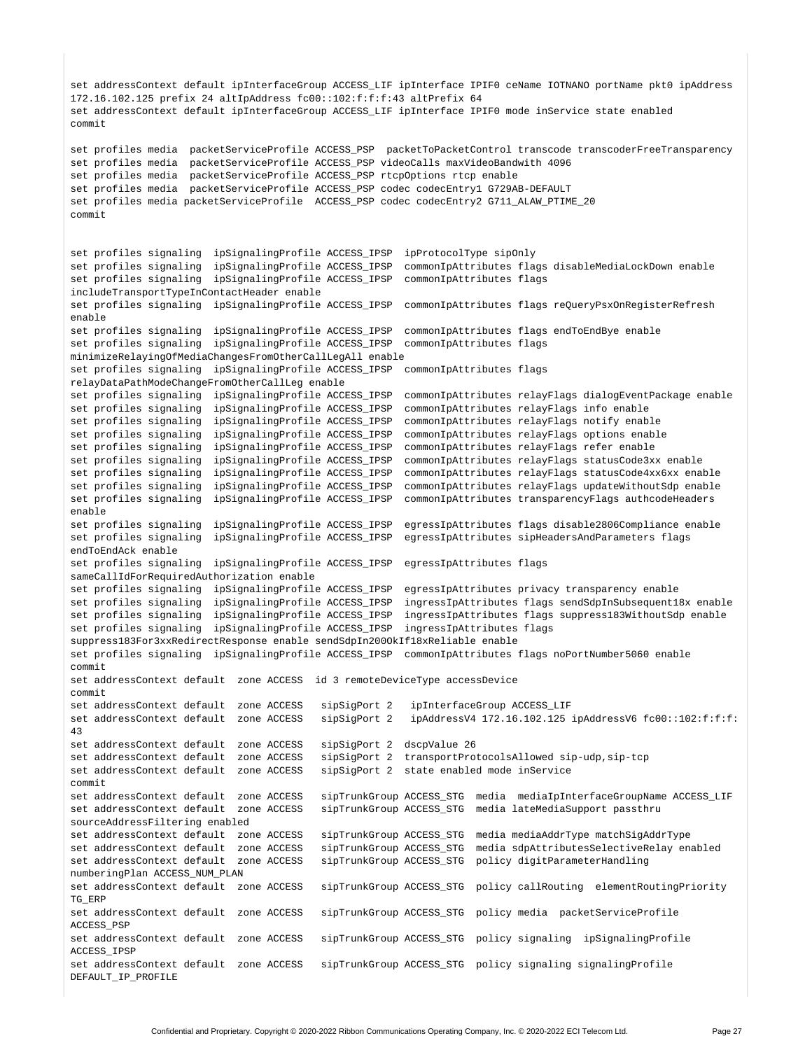```
set addressContext default ipInterfaceGroup ACCESS_LIF ipInterface IPIF0 ceName IOTNANO portName pkt0 ipAddress 
172.16.102.125 prefix 24 altIpAddress fc00::102:f:f:f:43 altPrefix 64
set addressContext default ipInterfaceGroup ACCESS_LIF ipInterface IPIF0 mode inService state enabled
commit

set profiles media  packetServiceProfile ACCESS_PSP  packetToPacketControl transcode transcoderFreeTransparency
set profiles media  packetServiceProfile ACCESS_PSP videoCalls maxVideoBandwith 4096
set profiles media  packetServiceProfile ACCESS_PSP rtcpOptions rtcp enable
set profiles media  packetServiceProfile ACCESS_PSP codec codecEntry1 G729AB-DEFAULT
set profiles media packetServiceProfile  ACCESS_PSP codec codecEntry2 G711_ALAW_PTIME_20
commit


set profiles signaling  ipSignalingProfile ACCESS_IPSP  ipProtocolType sipOnly
set profiles signaling  ipSignalingProfile ACCESS_IPSP  commonIpAttributes flags disableMediaLockDown enable
set profiles signaling  ipSignalingProfile ACCESS_IPSP  commonIpAttributes flags 
includeTransportTypeInContactHeader enable
set profiles signaling  ipSignalingProfile ACCESS_IPSP  commonIpAttributes flags reQueryPsxOnRegisterRefresh 
enable
set profiles signaling  ipSignalingProfile ACCESS_IPSP  commonIpAttributes flags endToEndBye enable
set profiles signaling  ipSignalingProfile ACCESS_IPSP  commonIpAttributes flags 
minimizeRelayingOfMediaChangesFromOtherCallLegAll enable
set profiles signaling  ipSignalingProfile ACCESS_IPSP  commonIpAttributes flags 
relayDataPathModeChangeFromOtherCallLeg enable
set profiles signaling  ipSignalingProfile ACCESS_IPSP  commonIpAttributes relayFlags dialogEventPackage enable
set profiles signaling  ipSignalingProfile ACCESS_IPSP  commonIpAttributes relayFlags info enable
set profiles signaling  ipSignalingProfile ACCESS_IPSP  commonIpAttributes relayFlags notify enable
set profiles signaling  ipSignalingProfile ACCESS_IPSP  commonIpAttributes relayFlags options enable
set profiles signaling  ipSignalingProfile ACCESS_IPSP  commonIpAttributes relayFlags refer enable
set profiles signaling  ipSignalingProfile ACCESS_IPSP  commonIpAttributes relayFlags statusCode3xx enable
set profiles signaling  ipSignalingProfile ACCESS_IPSP  commonIpAttributes relayFlags statusCode4xx6xx enable
set profiles signaling  ipSignalingProfile ACCESS_IPSP  commonIpAttributes relayFlags updateWithoutSdp enable
set profiles signaling  ipSignalingProfile ACCESS_IPSP  commonIpAttributes transparencyFlags authcodeHeaders 
enable
set profiles signaling  ipSignalingProfile ACCESS_IPSP  egressIpAttributes flags disable2806Compliance enable
set profiles signaling  ipSignalingProfile ACCESS_IPSP  egressIpAttributes sipHeadersAndParameters flags 
endToEndAck enable
set profiles signaling  ipSignalingProfile ACCESS_IPSP  egressIpAttributes flags 
sameCallIdForRequiredAuthorization enable
set profiles signaling  ipSignalingProfile ACCESS_IPSP  egressIpAttributes privacy transparency enable
set profiles signaling  ipSignalingProfile ACCESS_IPSP  ingressIpAttributes flags sendSdpInSubsequent18x enable
set profiles signaling  ipSignalingProfile ACCESS_IPSP  ingressIpAttributes flags suppress183WithoutSdp enable
set profiles signaling  ipSignalingProfile ACCESS_IPSP  ingressIpAttributes flags 
suppress183For3xxRedirectResponse enable sendSdpIn200OkIf18xReliable enable
set profiles signaling  ipSignalingProfile ACCESS_IPSP  commonIpAttributes flags noPortNumber5060 enable
commit
set addressContext default  zone ACCESS  id 3 remoteDeviceType accessDevice
commit
set addressContext default  zone ACCESS   sipSigPort 2   ipInterfaceGroup ACCESS_LIF
set addressContext default  zone ACCESS   sipSigPort 2   ipAddressV4 172.16.102.125 ipAddressV6 fc00::102:f:f:f:
43
set addressContext default  zone ACCESS   sipSigPort 2  dscpValue 26
set addressContext default  zone ACCESS   sipSigPort 2  transportProtocolsAllowed sip-udp,sip-tcp
set addressContext default  zone ACCESS   sipSigPort 2  state enabled mode inService
commit
set addressContext default  zone ACCESS   sipTrunkGroup ACCESS_STG  media  mediaIpInterfaceGroupName ACCESS_LIF
set addressContext default  zone ACCESS   sipTrunkGroup ACCESS_STG  media lateMediaSupport passthru 
sourceAddressFiltering enabled
set addressContext default  zone ACCESS   sipTrunkGroup ACCESS_STG  media mediaAddrType matchSigAddrType
set addressContext default  zone ACCESS   sipTrunkGroup ACCESS_STG  media sdpAttributesSelectiveRelay enabled
set addressContext default  zone ACCESS   sipTrunkGroup ACCESS_STG  policy digitParameterHandling 
numberingPlan ACCESS_NUM_PLAN
set addressContext default  zone ACCESS   sipTrunkGroup ACCESS_STG  policy callRouting  elementRoutingPriority 
TG_ERP
set addressContext default  zone ACCESS   sipTrunkGroup ACCESS_STG  policy media  packetServiceProfile 
ACCESS_PSP
set addressContext default  zone ACCESS   sipTrunkGroup ACCESS_STG  policy signaling  ipSignalingProfile 
ACCESS_IPSP
set addressContext default  zone ACCESS   sipTrunkGroup ACCESS_STG  policy signaling signalingProfile 
DEFAULT_IP_PROFILE
```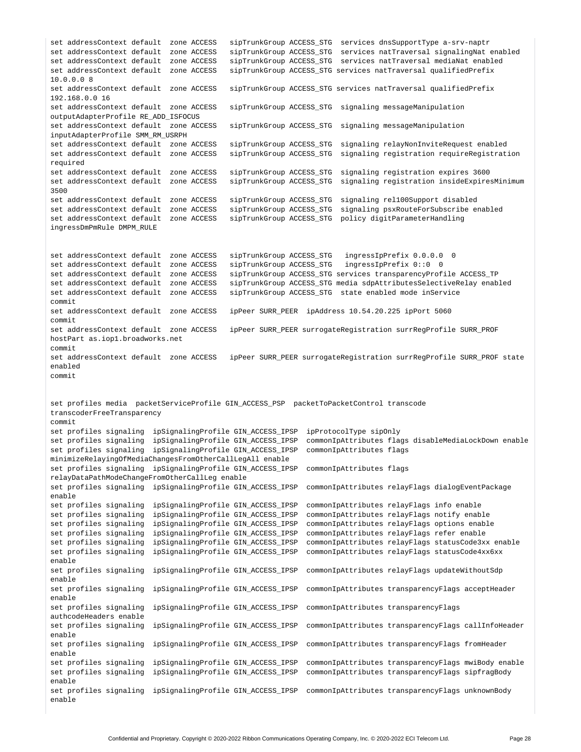```
set addressContext default  zone ACCESS   sipTrunkGroup ACCESS_STG  services dnsSupportType a-srv-naptr
set addressContext default  zone ACCESS   sipTrunkGroup ACCESS_STG  services natTraversal signalingNat enabled
set addressContext default  zone ACCESS   sipTrunkGroup ACCESS_STG  services natTraversal mediaNat enabled
set addressContext default  zone ACCESS   sipTrunkGroup ACCESS_STG services natTraversal qualifiedPrefix
10.0.0.0 8
set addressContext default  zone ACCESS   sipTrunkGroup ACCESS_STG services natTraversal qualifiedPrefix
192.168.0.0 16
set addressContext default  zone ACCESS   sipTrunkGroup ACCESS_STG  signaling messageManipulation
outputAdapterProfile RE_ADD_ISFOCUS
set addressContext default  zone ACCESS   sipTrunkGroup ACCESS_STG  signaling messageManipulation
inputAdapterProfile SMM_RM_USRPH
set addressContext default  zone ACCESS   sipTrunkGroup ACCESS_STG  signaling relayNonInviteRequest enabled
set addressContext default  zone ACCESS   sipTrunkGroup ACCESS_STG  signaling registration requireRegistration
required
set addressContext default  zone ACCESS   sipTrunkGroup ACCESS_STG  signaling registration expires 3600
set addressContext default  zone ACCESS   sipTrunkGroup ACCESS_STG  signaling registration insideExpiresMinimum
3500
set addressContext default  zone ACCESS   sipTrunkGroup ACCESS_STG  signaling rel100Support disabled
set addressContext default  zone ACCESS   sipTrunkGroup ACCESS_STG  signaling psxRouteForSubscribe enabled
set addressContext default  zone ACCESS   sipTrunkGroup ACCESS_STG  policy digitParameterHandling
ingressDmPmRule DMPM_RULE


set addressContext default  zone ACCESS   sipTrunkGroup ACCESS_STG   ingressIpPrefix 0.0.0.0  0
set addressContext default  zone ACCESS   sipTrunkGroup ACCESS_STG   ingressIpPrefix 0::0  0
set addressContext default  zone ACCESS   sipTrunkGroup ACCESS_STG services transparencyProfile ACCESS_TP
set addressContext default  zone ACCESS   sipTrunkGroup ACCESS_STG media sdpAttributesSelectiveRelay enabled
set addressContext default  zone ACCESS   sipTrunkGroup ACCESS_STG  state enabled mode inService
commit
set addressContext default  zone ACCESS   ipPeer SURR_PEER  ipAddress 10.54.20.225 ipPort 5060
commit
set addressContext default  zone ACCESS   ipPeer SURR_PEER surrogateRegistration surrRegProfile SURR_PROF
hostPart as.iop1.broadworks.net
commit
set addressContext default  zone ACCESS   ipPeer SURR_PEER surrogateRegistration surrRegProfile SURR_PROF state
enabled
commit


set profiles media  packetServiceProfile GIN_ACCESS_PSP  packetToPacketControl transcode
transcoderFreeTransparency
commit
set profiles signaling  ipSignalingProfile GIN_ACCESS_IPSP  ipProtocolType sipOnly
set profiles signaling  ipSignalingProfile GIN_ACCESS_IPSP  commonIpAttributes flags disableMediaLockDown enable
set profiles signaling  ipSignalingProfile GIN_ACCESS_IPSP  commonIpAttributes flags
minimizeRelayingOfMediaChangesFromOtherCallLegAll enable
set profiles signaling  ipSignalingProfile GIN_ACCESS_IPSP  commonIpAttributes flags
relayDataPathModeChangeFromOtherCallLeg enable
set profiles signaling  ipSignalingProfile GIN_ACCESS_IPSP  commonIpAttributes relayFlags dialogEventPackage
enable
set profiles signaling  ipSignalingProfile GIN_ACCESS_IPSP  commonIpAttributes relayFlags info enable
set profiles signaling  ipSignalingProfile GIN_ACCESS_IPSP  commonIpAttributes relayFlags notify enable
set profiles signaling  ipSignalingProfile GIN_ACCESS_IPSP  commonIpAttributes relayFlags options enable
set profiles signaling  ipSignalingProfile GIN_ACCESS_IPSP  commonIpAttributes relayFlags refer enable
set profiles signaling  ipSignalingProfile GIN_ACCESS_IPSP  commonIpAttributes relayFlags statusCode3xx enable
set profiles signaling  ipSignalingProfile GIN_ACCESS_IPSP  commonIpAttributes relayFlags statusCode4xx6xx
enable
set profiles signaling  ipSignalingProfile GIN_ACCESS_IPSP  commonIpAttributes relayFlags updateWithoutSdp
enable
set profiles signaling  ipSignalingProfile GIN_ACCESS_IPSP  commonIpAttributes transparencyFlags acceptHeader
enable
set profiles signaling  ipSignalingProfile GIN_ACCESS_IPSP  commonIpAttributes transparencyFlags
authcodeHeaders enable
set profiles signaling  ipSignalingProfile GIN_ACCESS_IPSP  commonIpAttributes transparencyFlags callInfoHeader
enable
set profiles signaling  ipSignalingProfile GIN_ACCESS_IPSP  commonIpAttributes transparencyFlags fromHeader
enable
set profiles signaling  ipSignalingProfile GIN_ACCESS_IPSP  commonIpAttributes transparencyFlags mwiBody enable
set profiles signaling  ipSignalingProfile GIN_ACCESS_IPSP  commonIpAttributes transparencyFlags sipfragBody
enable
set profiles signaling  ipSignalingProfile GIN_ACCESS_IPSP  commonIpAttributes transparencyFlags unknownBody
enable
```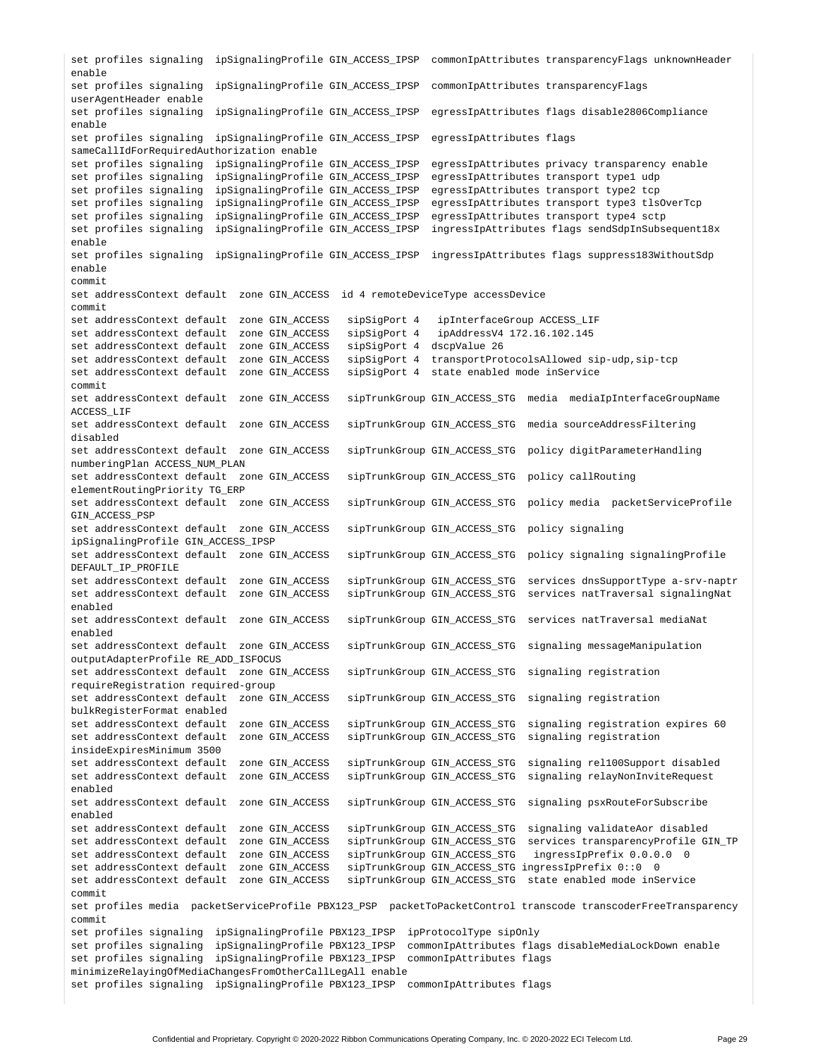```
set profiles signaling  ipSignalingProfile GIN_ACCESS_IPSP  commonIpAttributes transparencyFlags unknownHeader
enable
set profiles signaling  ipSignalingProfile GIN_ACCESS_IPSP  commonIpAttributes transparencyFlags
userAgentHeader enable
set profiles signaling  ipSignalingProfile GIN_ACCESS_IPSP  egressIpAttributes flags disable2806Compliance
enable
set profiles signaling  ipSignalingProfile GIN_ACCESS_IPSP  egressIpAttributes flags
sameCallIdForRequiredAuthorization enable
set profiles signaling  ipSignalingProfile GIN_ACCESS_IPSP  egressIpAttributes privacy transparency enable
set profiles signaling  ipSignalingProfile GIN_ACCESS_IPSP  egressIpAttributes transport type1 udp
set profiles signaling  ipSignalingProfile GIN_ACCESS_IPSP  egressIpAttributes transport type2 tcp
set profiles signaling  ipSignalingProfile GIN_ACCESS_IPSP  egressIpAttributes transport type3 tlsOverTcp
set profiles signaling  ipSignalingProfile GIN_ACCESS_IPSP  egressIpAttributes transport type4 sctp
set profiles signaling  ipSignalingProfile GIN_ACCESS_IPSP  ingressIpAttributes flags sendSdpInSubsequent18x
enable
set profiles signaling  ipSignalingProfile GIN_ACCESS_IPSP  ingressIpAttributes flags suppress183WithoutSdp
enable
commit
set addressContext default  zone GIN_ACCESS  id 4 remoteDeviceType accessDevice
commit
set addressContext default  zone GIN_ACCESS   sipSigPort 4   ipInterfaceGroup ACCESS_LIF
set addressContext default  zone GIN_ACCESS   sipSigPort 4   ipAddressV4 172.16.102.145
set addressContext default  zone GIN_ACCESS   sipSigPort 4  dscpValue 26
set addressContext default  zone GIN_ACCESS   sipSigPort 4  transportProtocolsAllowed sip-udp,sip-tcp
set addressContext default  zone GIN_ACCESS   sipSigPort 4  state enabled mode inService
commit
set addressContext default  zone GIN_ACCESS   sipTrunkGroup GIN_ACCESS_STG  media  mediaIpInterfaceGroupName
ACCESS_LIF
set addressContext default  zone GIN_ACCESS   sipTrunkGroup GIN_ACCESS_STG  media sourceAddressFiltering
disabled
set addressContext default  zone GIN_ACCESS   sipTrunkGroup GIN_ACCESS_STG  policy digitParameterHandling
numberingPlan ACCESS_NUM_PLAN
set addressContext default  zone GIN_ACCESS   sipTrunkGroup GIN_ACCESS_STG  policy callRouting
elementRoutingPriority TG_ERP
set addressContext default  zone GIN_ACCESS   sipTrunkGroup GIN_ACCESS_STG  policy media  packetServiceProfile
GIN_ACCESS_PSP
set addressContext default  zone GIN_ACCESS   sipTrunkGroup GIN_ACCESS_STG  policy signaling
ipSignalingProfile GIN_ACCESS_IPSP
set addressContext default  zone GIN_ACCESS   sipTrunkGroup GIN_ACCESS_STG  policy signaling signalingProfile
DEFAULT_IP_PROFILE
set addressContext default  zone GIN_ACCESS   sipTrunkGroup GIN_ACCESS_STG  services dnsSupportType a-srv-naptr
set addressContext default  zone GIN_ACCESS   sipTrunkGroup GIN_ACCESS_STG  services natTraversal signalingNat
enabled
set addressContext default  zone GIN_ACCESS   sipTrunkGroup GIN_ACCESS_STG  services natTraversal mediaNat
enabled
set addressContext default  zone GIN_ACCESS   sipTrunkGroup GIN_ACCESS_STG  signaling messageManipulation
outputAdapterProfile RE_ADD_ISFOCUS
set addressContext default  zone GIN_ACCESS   sipTrunkGroup GIN_ACCESS_STG  signaling registration
requireRegistration required-group
set addressContext default  zone GIN_ACCESS   sipTrunkGroup GIN_ACCESS_STG  signaling registration
bulkRegisterFormat enabled
set addressContext default  zone GIN_ACCESS   sipTrunkGroup GIN_ACCESS_STG  signaling registration expires 60
set addressContext default  zone GIN_ACCESS   sipTrunkGroup GIN_ACCESS_STG  signaling registration
insideExpiresMinimum 3500
set addressContext default  zone GIN_ACCESS   sipTrunkGroup GIN_ACCESS_STG  signaling rel100Support disabled
set addressContext default  zone GIN_ACCESS   sipTrunkGroup GIN_ACCESS_STG  signaling relayNonInviteRequest
enabled
set addressContext default  zone GIN_ACCESS   sipTrunkGroup GIN_ACCESS_STG  signaling psxRouteForSubscribe
enabled
set addressContext default  zone GIN_ACCESS   sipTrunkGroup GIN_ACCESS_STG  signaling validateAor disabled
set addressContext default  zone GIN_ACCESS   sipTrunkGroup GIN_ACCESS_STG  services transparencyProfile GIN_TP
set addressContext default  zone GIN_ACCESS   sipTrunkGroup GIN_ACCESS_STG   ingressIpPrefix 0.0.0.0  0
set addressContext default  zone GIN_ACCESS   sipTrunkGroup GIN_ACCESS_STG ingressIpPrefix 0::0  0
set addressContext default  zone GIN_ACCESS   sipTrunkGroup GIN_ACCESS_STG  state enabled mode inService
commit
set profiles media  packetServiceProfile PBX123_PSP  packetToPacketControl transcode transcoderFreeTransparency
commit
set profiles signaling  ipSignalingProfile PBX123_IPSP  ipProtocolType sipOnly
set profiles signaling  ipSignalingProfile PBX123_IPSP  commonIpAttributes flags disableMediaLockDown enable
set profiles signaling  ipSignalingProfile PBX123_IPSP  commonIpAttributes flags
minimizeRelayingOfMediaChangesFromOtherCallLegAll enable
set profiles signaling  ipSignalingProfile PBX123_IPSP  commonIpAttributes flags
```

Confidential and Proprietary. Copyright © 2020-2022 Ribbon Communications Operating Company, Inc. © 2020-2022 ECI Telecom Ltd.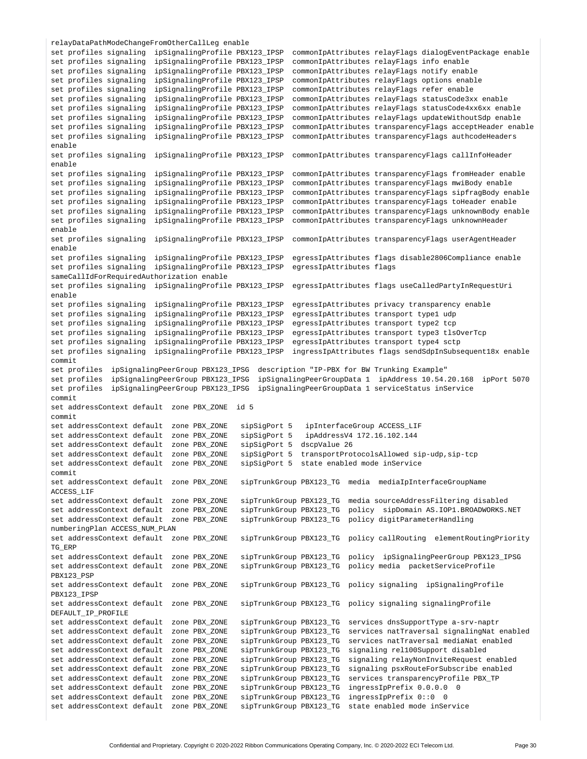```
relayDataPathModeChangeFromOtherCallLeg enable
set profiles signaling  ipSignalingProfile PBX123_IPSP  commonIpAttributes relayFlags dialogEventPackage enable
set profiles signaling  ipSignalingProfile PBX123_IPSP  commonIpAttributes relayFlags info enable
set profiles signaling  ipSignalingProfile PBX123_IPSP  commonIpAttributes relayFlags notify enable
set profiles signaling  ipSignalingProfile PBX123_IPSP  commonIpAttributes relayFlags options enable
set profiles signaling  ipSignalingProfile PBX123_IPSP  commonIpAttributes relayFlags refer enable
set profiles signaling  ipSignalingProfile PBX123_IPSP  commonIpAttributes relayFlags statusCode3xx enable
set profiles signaling  ipSignalingProfile PBX123_IPSP  commonIpAttributes relayFlags statusCode4xx6xx enable
set profiles signaling  ipSignalingProfile PBX123_IPSP  commonIpAttributes relayFlags updateWithoutSdp enable
set profiles signaling  ipSignalingProfile PBX123_IPSP  commonIpAttributes transparencyFlags acceptHeader enable
set profiles signaling  ipSignalingProfile PBX123_IPSP  commonIpAttributes transparencyFlags authcodeHeaders
enable
set profiles signaling  ipSignalingProfile PBX123_IPSP  commonIpAttributes transparencyFlags callInfoHeader
enable
set profiles signaling  ipSignalingProfile PBX123_IPSP  commonIpAttributes transparencyFlags fromHeader enable
set profiles signaling  ipSignalingProfile PBX123_IPSP  commonIpAttributes transparencyFlags mwiBody enable
set profiles signaling  ipSignalingProfile PBX123_IPSP  commonIpAttributes transparencyFlags sipfragBody enable
set profiles signaling  ipSignalingProfile PBX123_IPSP  commonIpAttributes transparencyFlags toHeader enable
set profiles signaling  ipSignalingProfile PBX123_IPSP  commonIpAttributes transparencyFlags unknownBody enable
set profiles signaling  ipSignalingProfile PBX123_IPSP  commonIpAttributes transparencyFlags unknownHeader
enable
set profiles signaling  ipSignalingProfile PBX123_IPSP  commonIpAttributes transparencyFlags userAgentHeader
enable
set profiles signaling  ipSignalingProfile PBX123_IPSP  egressIpAttributes flags disable2806Compliance enable
set profiles signaling  ipSignalingProfile PBX123_IPSP  egressIpAttributes flags
sameCallIdForRequiredAuthorization enable
set profiles signaling  ipSignalingProfile PBX123_IPSP  egressIpAttributes flags useCalledPartyInRequestUri
enable
set profiles signaling  ipSignalingProfile PBX123_IPSP  egressIpAttributes privacy transparency enable
set profiles signaling  ipSignalingProfile PBX123_IPSP  egressIpAttributes transport type1 udp
set profiles signaling  ipSignalingProfile PBX123_IPSP  egressIpAttributes transport type2 tcp
set profiles signaling  ipSignalingProfile PBX123_IPSP  egressIpAttributes transport type3 tlsOverTcp
set profiles signaling  ipSignalingProfile PBX123_IPSP  egressIpAttributes transport type4 sctp
set profiles signaling  ipSignalingProfile PBX123_IPSP  ingressIpAttributes flags sendSdpInSubsequent18x enable
commit
set profiles  ipSignalingPeerGroup PBX123_IPSG  description "IP-PBX for BW Trunking Example"
set profiles  ipSignalingPeerGroup PBX123_IPSG  ipSignalingPeerGroupData 1  ipAddress 10.54.20.168  ipPort 5070
set profiles  ipSignalingPeerGroup PBX123_IPSG  ipSignalingPeerGroupData 1 serviceStatus inService
commit
set addressContext default  zone PBX_ZONE  id 5
commit
set addressContext default  zone PBX_ZONE   sipSigPort 5   ipInterfaceGroup ACCESS_LIF
set addressContext default  zone PBX_ZONE   sipSigPort 5   ipAddressV4 172.16.102.144
set addressContext default  zone PBX_ZONE   sipSigPort 5  dscpValue 26
set addressContext default  zone PBX_ZONE   sipSigPort 5  transportProtocolsAllowed sip-udp,sip-tcp
set addressContext default  zone PBX_ZONE   sipSigPort 5  state enabled mode inService
commit
set addressContext default  zone PBX_ZONE   sipTrunkGroup PBX123_TG  media  mediaIpInterfaceGroupName
ACCESS_LIF
set addressContext default  zone PBX_ZONE   sipTrunkGroup PBX123_TG  media sourceAddressFiltering disabled
set addressContext default  zone PBX_ZONE   sipTrunkGroup PBX123_TG  policy  sipDomain AS.IOP1.BROADWORKS.NET
set addressContext default  zone PBX_ZONE   sipTrunkGroup PBX123_TG  policy digitParameterHandling
numberingPlan ACCESS_NUM_PLAN
set addressContext default  zone PBX_ZONE   sipTrunkGroup PBX123_TG  policy callRouting  elementRoutingPriority
TG_ERP
set addressContext default  zone PBX_ZONE   sipTrunkGroup PBX123_TG  policy  ipSignalingPeerGroup PBX123_IPSG
set addressContext default  zone PBX_ZONE   sipTrunkGroup PBX123_TG  policy media  packetServiceProfile
PBX123_PSP
set addressContext default  zone PBX_ZONE   sipTrunkGroup PBX123_TG  policy signaling  ipSignalingProfile
PBX123_IPSP
set addressContext default  zone PBX_ZONE   sipTrunkGroup PBX123_TG  policy signaling signalingProfile
DEFAULT_IP_PROFILE
set addressContext default  zone PBX_ZONE   sipTrunkGroup PBX123_TG  services dnsSupportType a-srv-naptr
set addressContext default  zone PBX_ZONE   sipTrunkGroup PBX123_TG  services natTraversal signalingNat enabled
set addressContext default  zone PBX_ZONE   sipTrunkGroup PBX123_TG  services natTraversal mediaNat enabled
set addressContext default  zone PBX_ZONE   sipTrunkGroup PBX123_TG  signaling rel100Support disabled
set addressContext default  zone PBX_ZONE   sipTrunkGroup PBX123_TG  signaling relayNonInviteRequest enabled
set addressContext default  zone PBX_ZONE   sipTrunkGroup PBX123_TG  signaling psxRouteForSubscribe enabled
set addressContext default  zone PBX_ZONE   sipTrunkGroup PBX123_TG  services transparencyProfile PBX_TP
set addressContext default  zone PBX_ZONE   sipTrunkGroup PBX123_TG  ingressIpPrefix 0.0.0.0  0
set addressContext default  zone PBX_ZONE   sipTrunkGroup PBX123_TG  ingressIpPrefix 0::0  0
set addressContext default  zone PBX_ZONE   sipTrunkGroup PBX123_TG  state enabled mode inService
```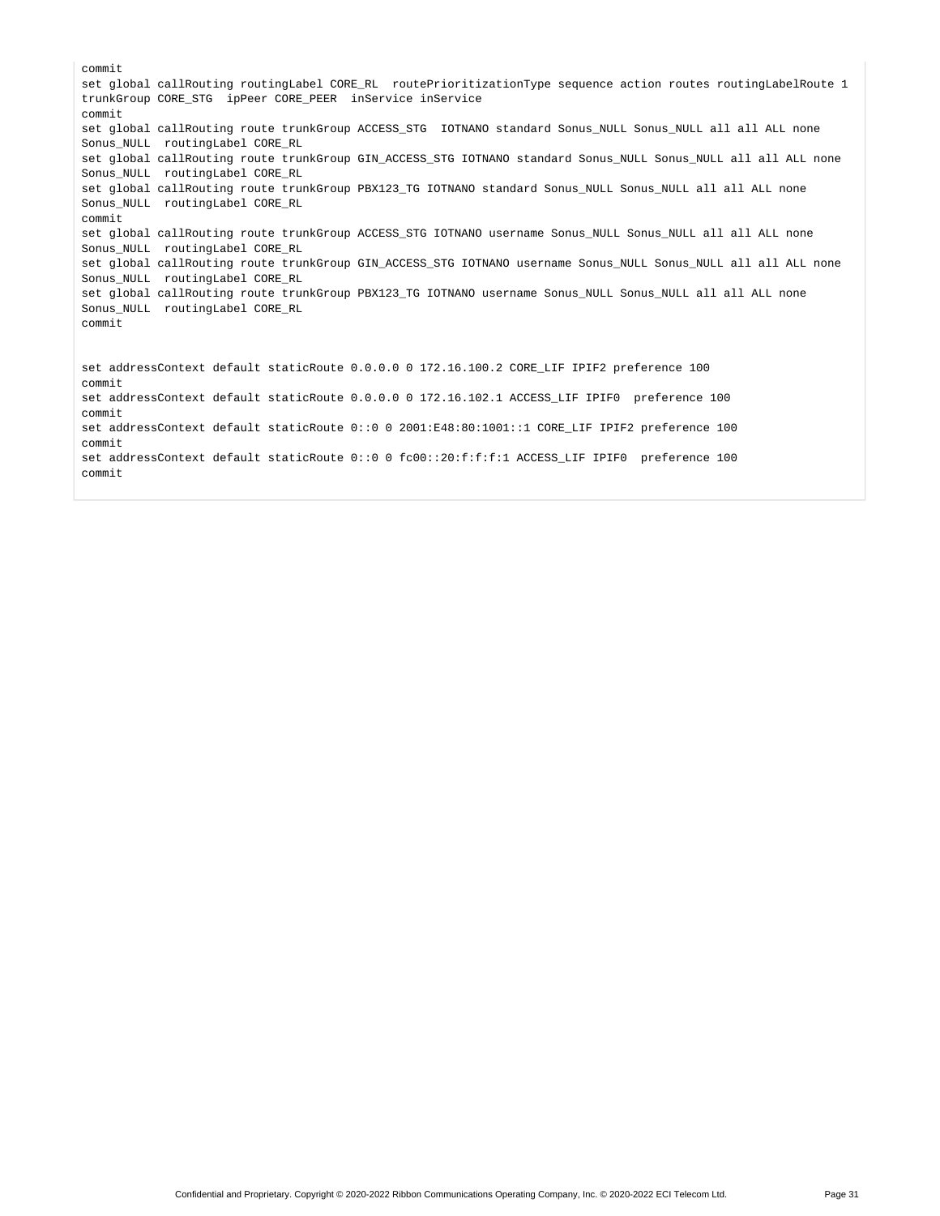```
commit
set global callRouting routingLabel CORE_RL  routePrioritizationType sequence action routes routingLabelRoute 1
trunkGroup CORE_STG  ipPeer CORE_PEER  inService inService
commit
set global callRouting route trunkGroup ACCESS_STG  IOTNANO standard Sonus_NULL Sonus_NULL all all ALL none
Sonus_NULL  routingLabel CORE_RL
set global callRouting route trunkGroup GIN_ACCESS_STG IOTNANO standard Sonus_NULL Sonus_NULL all all ALL none
Sonus_NULL  routingLabel CORE_RL
set global callRouting route trunkGroup PBX123_TG IOTNANO standard Sonus_NULL Sonus_NULL all all ALL none
Sonus_NULL  routingLabel CORE_RL
commit
set global callRouting route trunkGroup ACCESS_STG IOTNANO username Sonus_NULL Sonus_NULL all all ALL none
Sonus_NULL  routingLabel CORE_RL
set global callRouting route trunkGroup GIN_ACCESS_STG IOTNANO username Sonus_NULL Sonus_NULL all all ALL none
Sonus_NULL  routingLabel CORE_RL
set global callRouting route trunkGroup PBX123_TG IOTNANO username Sonus_NULL Sonus_NULL all all ALL none
Sonus_NULL  routingLabel CORE_RL
commit


set addressContext default staticRoute 0.0.0.0 0 172.16.100.2 CORE_LIF IPIF2 preference 100
commit
set addressContext default staticRoute 0.0.0.0 0 172.16.102.1 ACCESS_LIF IPIF0  preference 100
commit
set addressContext default staticRoute 0::0 0 2001:E48:80:1001::1 CORE_LIF IPIF2 preference 100
commit
set addressContext default staticRoute 0::0 0 fc00::20:f:f:f:1 ACCESS_LIF IPIF0  preference 100
commit
```